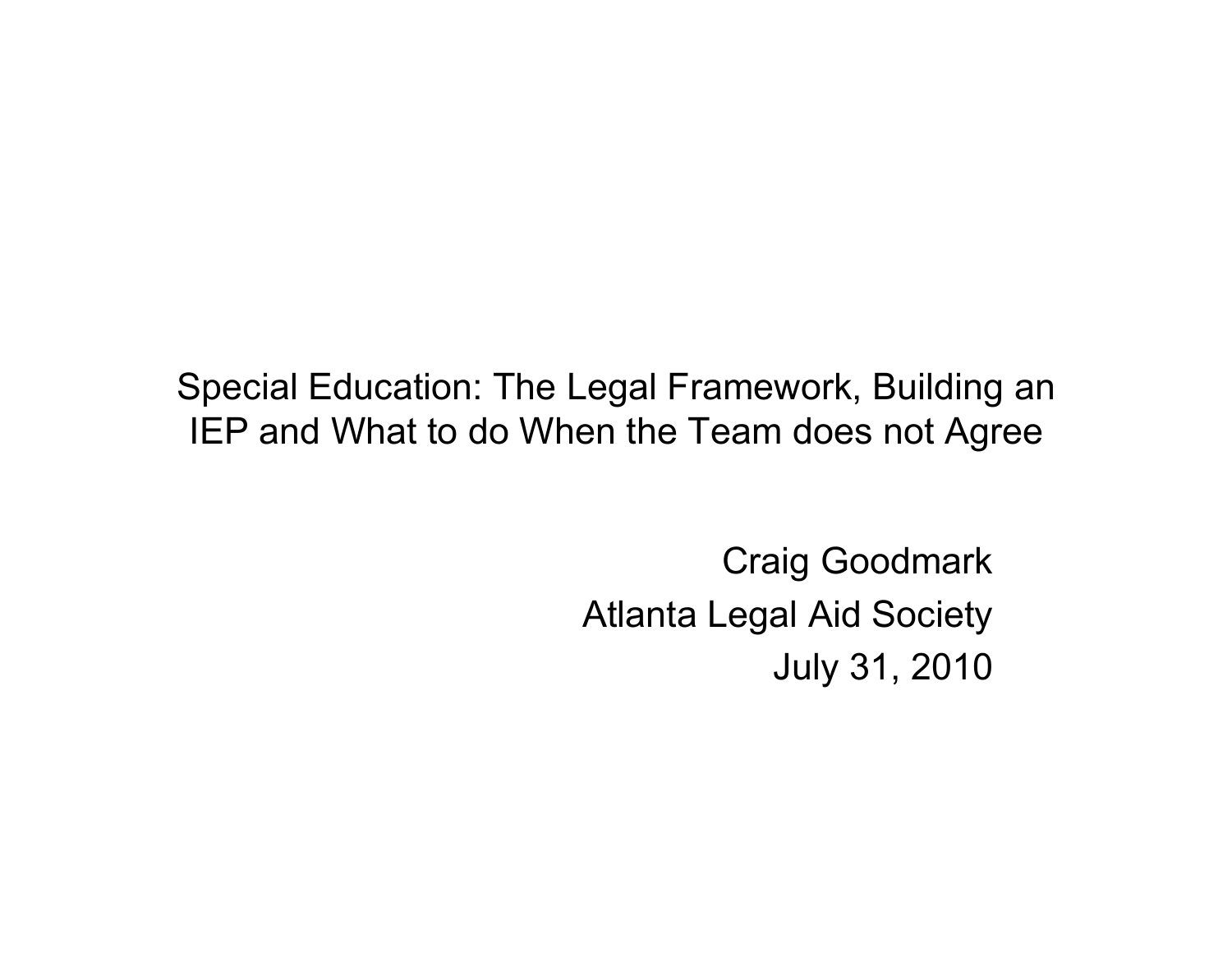# Special Education: The Legal Framework, Building an IEP and What to do When the Team does not Agree

Craig Goodmark

Atlanta Legal Aid Society

July 31, 2010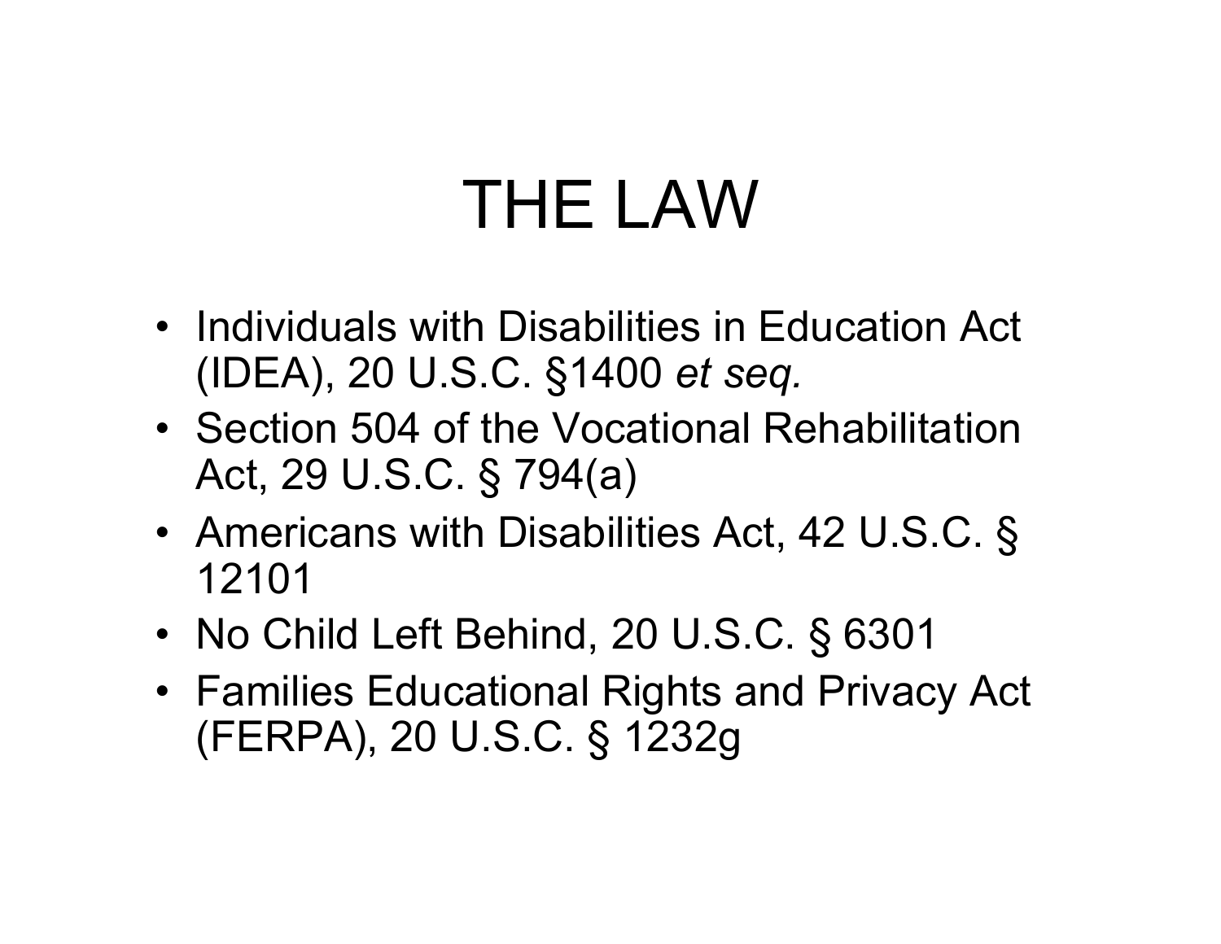# THE LAW

- Individuals with Disabilities in Education Act (IDEA), 20 U.S.C. §1400 *et seq.*
- Section 504 of the Vocational Rehabilitation Act, 29 U.S.C. § 794(a)
- Americans with Disabilities Act, 42 U.S.C. § 12101
- No Child Left Behind, 20 U.S.C. § 6301
- Families Educational Rights and Privacy Act (FERPA), 20 U.S.C. § 1232g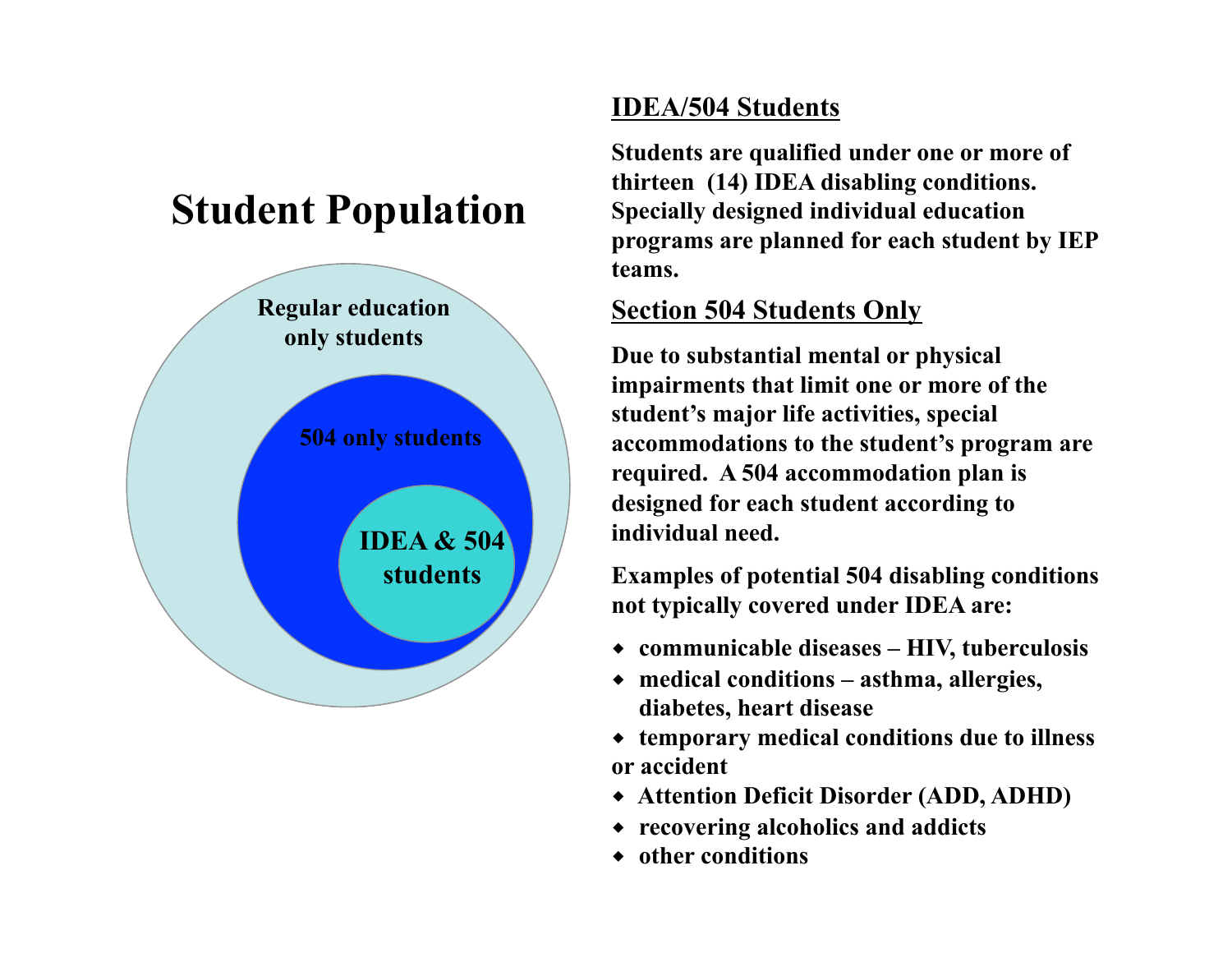# Student Population

Regular education only students

504 only students

IDEA & 504 students

## IDEA/504 Students

**Students are qualified under one or more of thirteen (14) IDEA disabling conditions. Specially designed individual education programs are planned for each student by IEP teams.**

## Section 504 Students Only

**Due to substantial mental or physical impairments that limit one or more of the student's major life activities, special accommodations to the student's program are required. A 504 accommodation plan is designed for each student according to individual need.**

**Examples of potential 504 disabling conditions not typically covered under IDEA are:**

- **communicable diseases – HIV, tuberculosis**
- **medical conditions – asthma, allergies, diabetes, heart disease**
- **temporary medical conditions due to illness or accident**
- **Attention Deficit Disorder (ADD, ADHD)**
- **recovering alcoholics and addicts**
- **other conditions**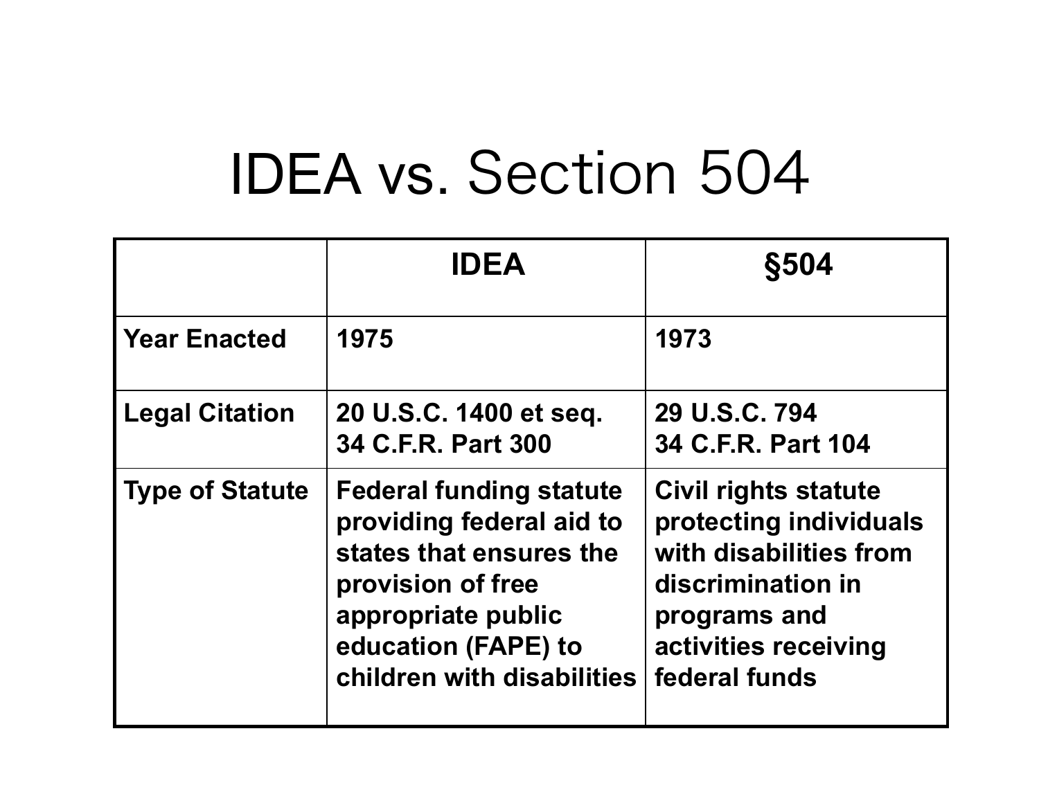# IDEA vs. Section 504

| | IDEA | §504 |
|---|---|---|
| **Year Enacted** | **1975** | **1973** |
| **Legal Citation** | **20 U.S.C. 1400 et seq.**<br>**34 C.F.R. Part 300** | **29 U.S.C. 794**<br>**34 C.F.R. Part 104** |
| **Type of Statute** | **Federal funding statute providing federal aid to states that ensures the provision of free appropriate public education (FAPE) to children with disabilities** | **Civil rights statute protecting individuals with disabilities from discrimination in programs and activities receiving federal funds** |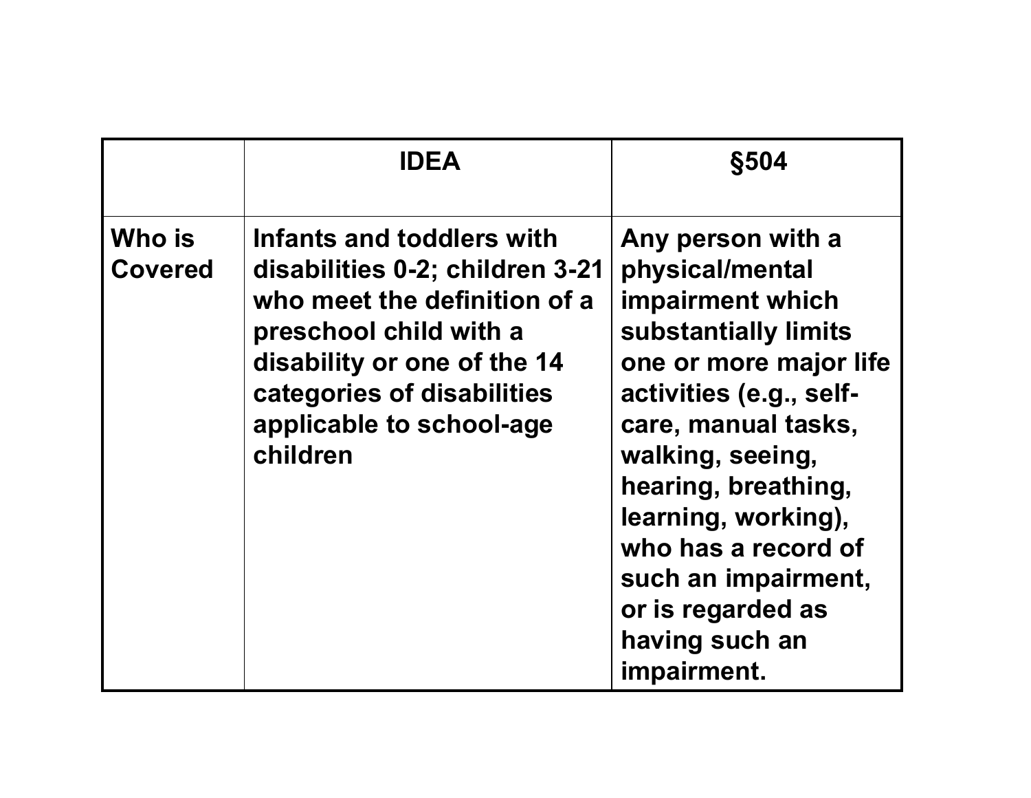| | IDEA | §504 |
|---|---|---|
| **Who is Covered** | **Infants and toddlers with disabilities 0-2; children 3-21 who meet the definition of a preschool child with a disability or one of the 14 categories of disabilities applicable to school-age children** | **Any person with a physical/mental impairment which substantially limits one or more major life activities (e.g., self-care, manual tasks, walking, seeing, hearing, breathing, learning, working), who has a record of such an impairment, or is regarded as having such an impairment.** |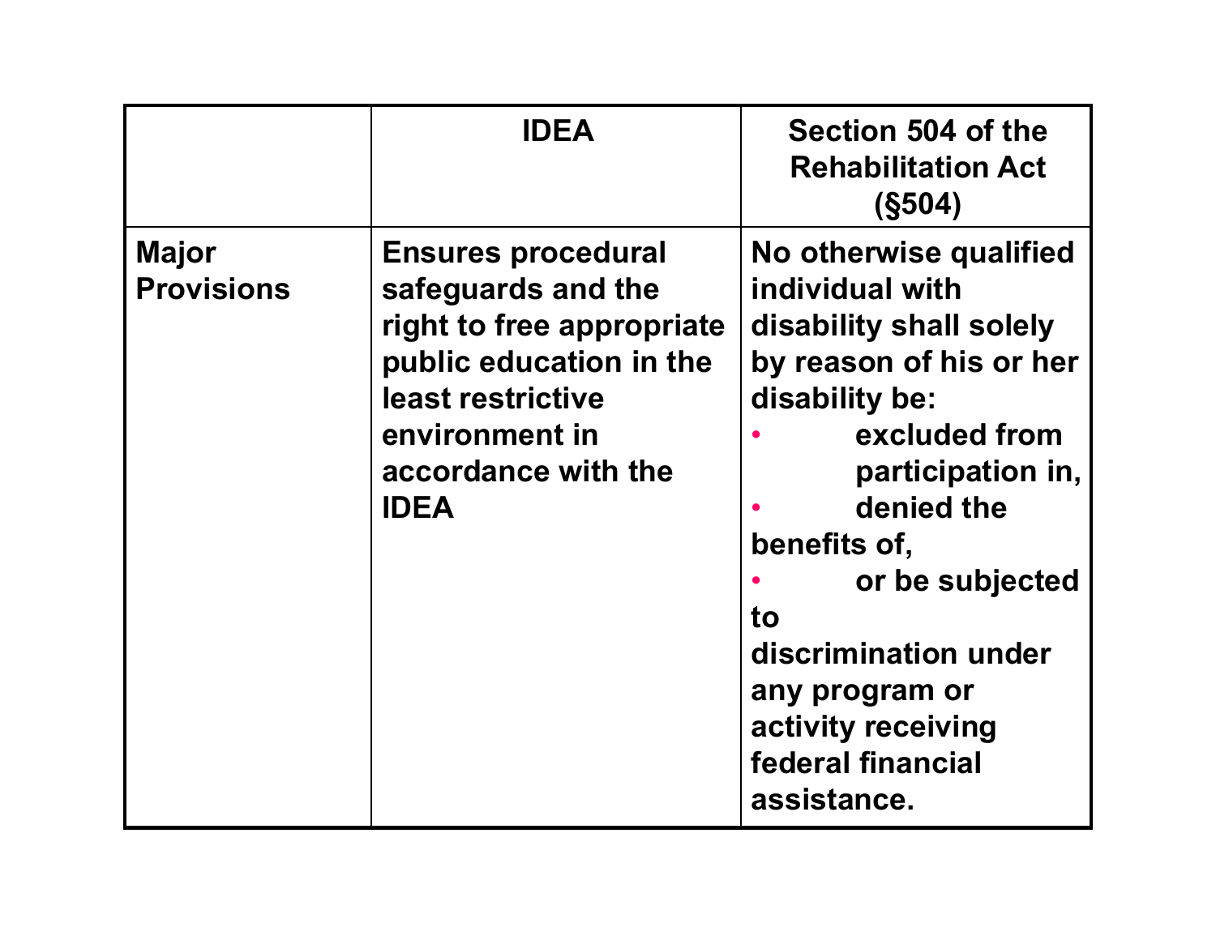| | IDEA | Section 504 of the Rehabilitation Act (§504) |
|---|---|---|
| **Major Provisions** | **Ensures procedural safeguards and the right to free appropriate public education in the least restrictive environment in accordance with the IDEA** | **No otherwise qualified individual with disability shall solely by reason of his or her disability be:**<br>• **excluded from participation in,**<br>• **denied the benefits of,**<br>• **or be subjected to discrimination under any program or activity receiving federal financial assistance.** |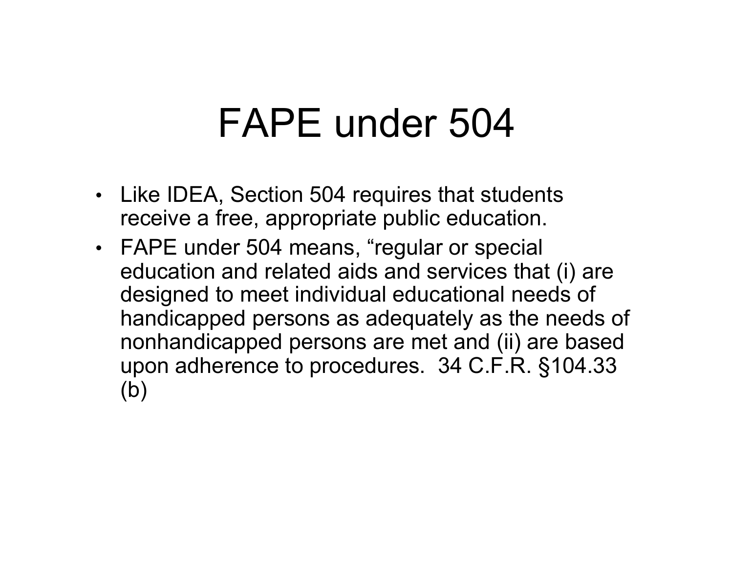# FAPE under 504

- Like IDEA, Section 504 requires that students receive a free, appropriate public education.
- FAPE under 504 means, “regular or special education and related aids and services that (i) are designed to meet individual educational needs of handicapped persons as adequately as the needs of nonhandicapped persons are met and (ii) are based upon adherence to procedures. 34 C.F.R. §104.33 (b)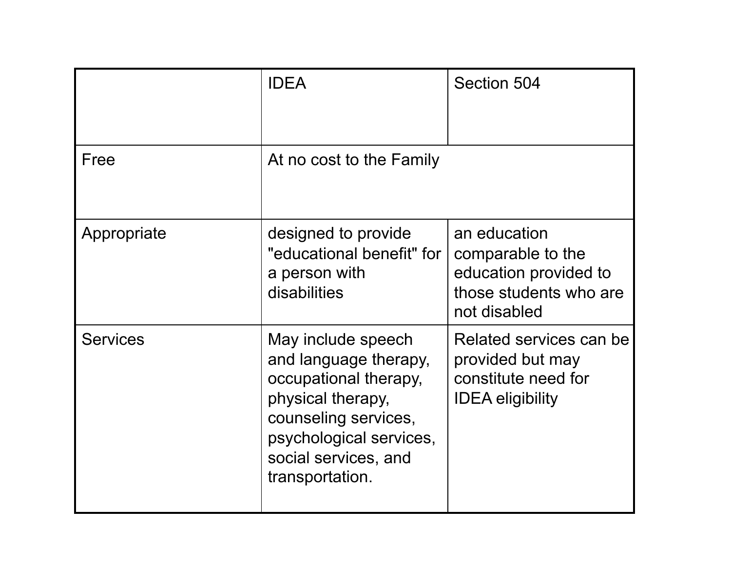| | IDEA | Section 504 |
|---|---|---|
| Free | At no cost to the Family | |
| Appropriate | designed to provide "educational benefit" for a person with disabilities | an education comparable to the education provided to those students who are not disabled |
| Services | May include speech and language therapy, occupational therapy, physical therapy, counseling services, psychological services, social services, and transportation. | Related services can be provided but may constitute need for IDEA eligibility |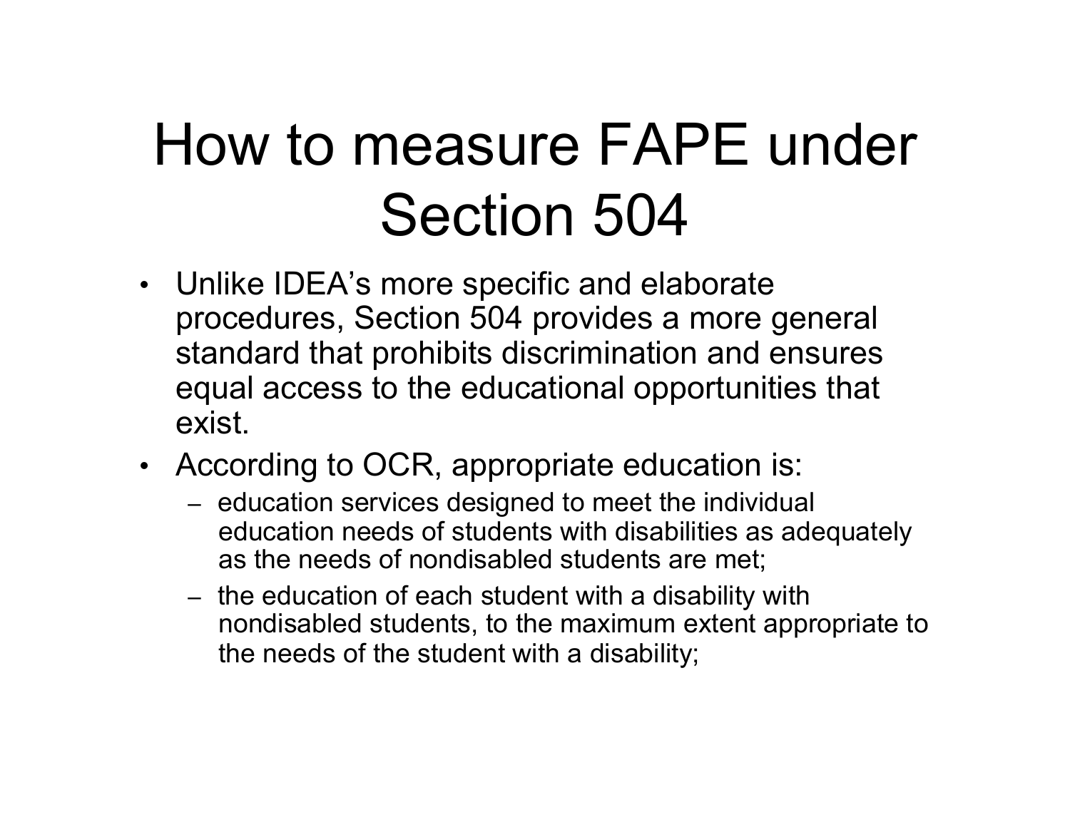# How to measure FAPE under Section 504

- Unlike IDEA's more specific and elaborate procedures, Section 504 provides a more general standard that prohibits discrimination and ensures equal access to the educational opportunities that exist.
- According to OCR, appropriate education is:
  - education services designed to meet the individual education needs of students with disabilities as adequately as the needs of nondisabled students are met;
  - the education of each student with a disability with nondisabled students, to the maximum extent appropriate to the needs of the student with a disability;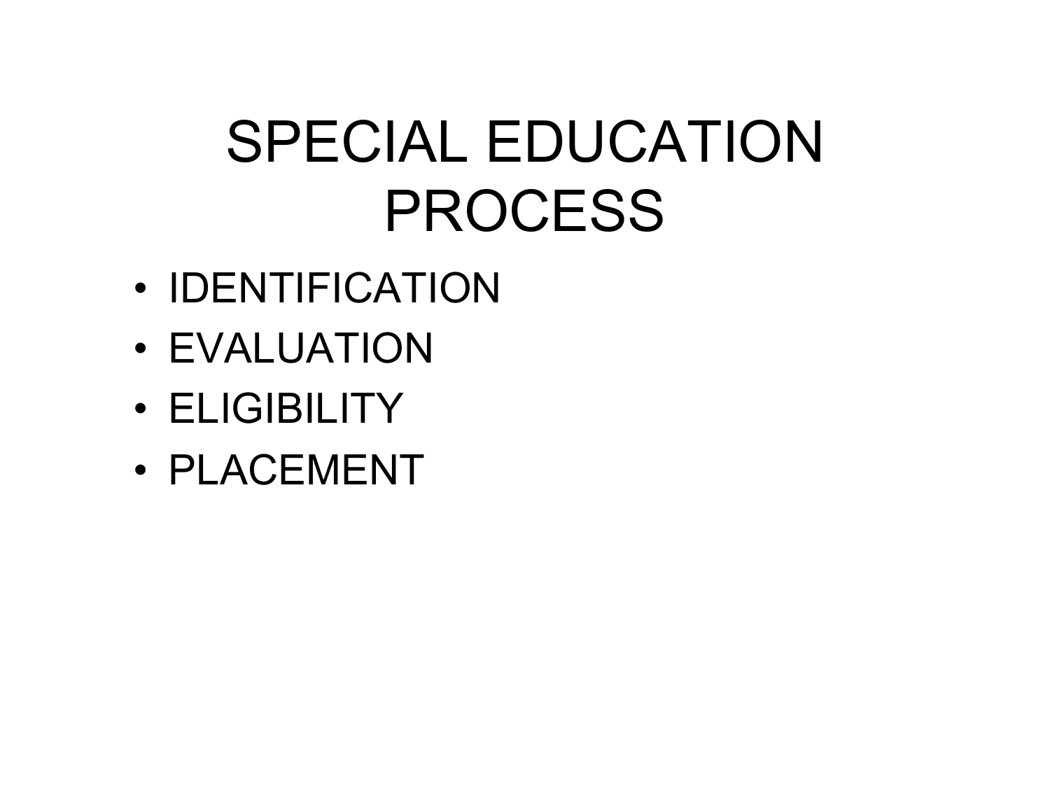# SPECIAL EDUCATION PROCESS

- IDENTIFICATION
- EVALUATION
- ELIGIBILITY
- PLACEMENT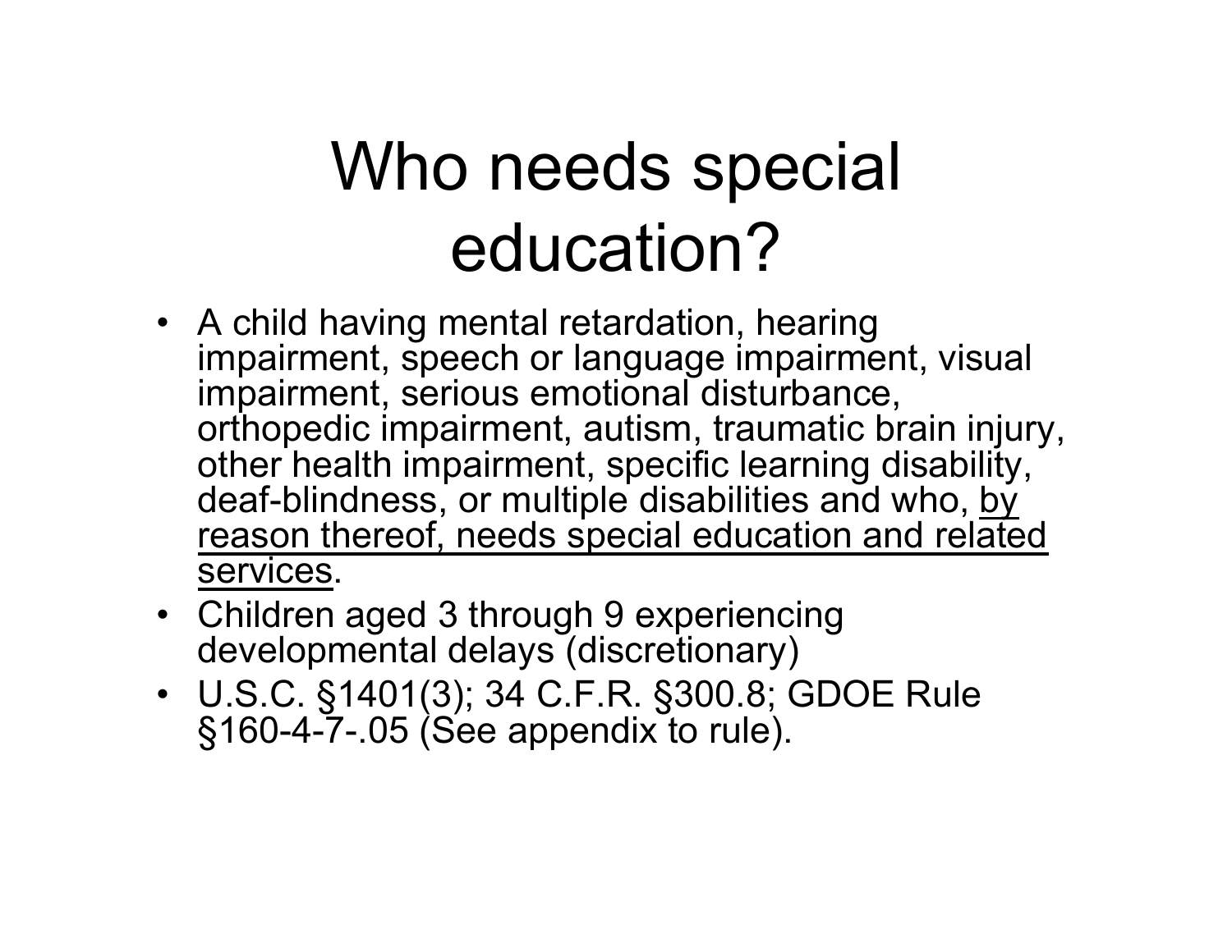# Who needs special education?

- A child having mental retardation, hearing impairment, speech or language impairment, visual impairment, serious emotional disturbance, orthopedic impairment, autism, traumatic brain injury, other health impairment, specific learning disability, deaf-blindness, or multiple disabilities and who, <u>by reason thereof, needs special education and related services</u>.
- Children aged 3 through 9 experiencing developmental delays (discretionary)
- U.S.C. §1401(3); 34 C.F.R. §300.8; GDOE Rule §160-4-7-.05 (See appendix to rule).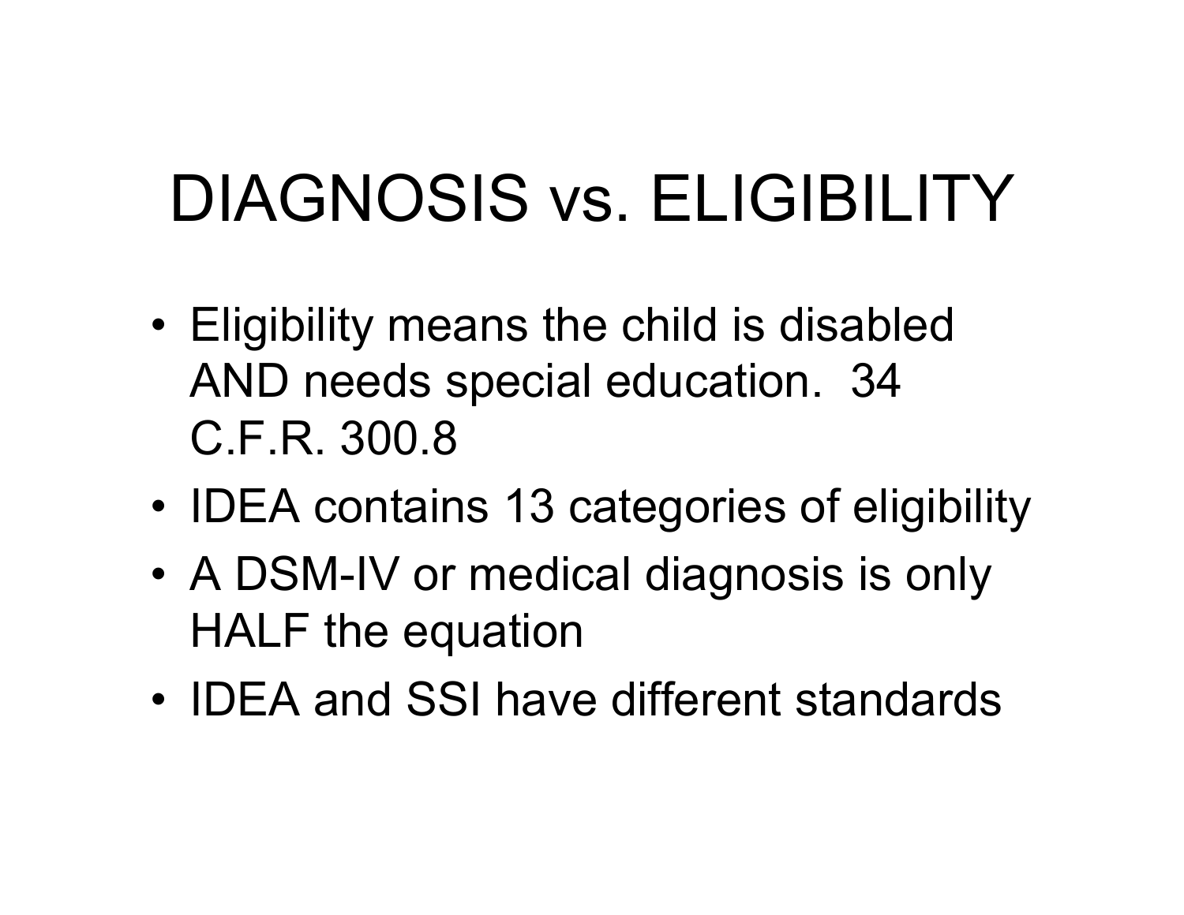# DIAGNOSIS vs. ELIGIBILITY

- Eligibility means the child is disabled AND needs special education. 34 C.F.R. 300.8
- IDEA contains 13 categories of eligibility
- A DSM-IV or medical diagnosis is only HALF the equation
- IDEA and SSI have different standards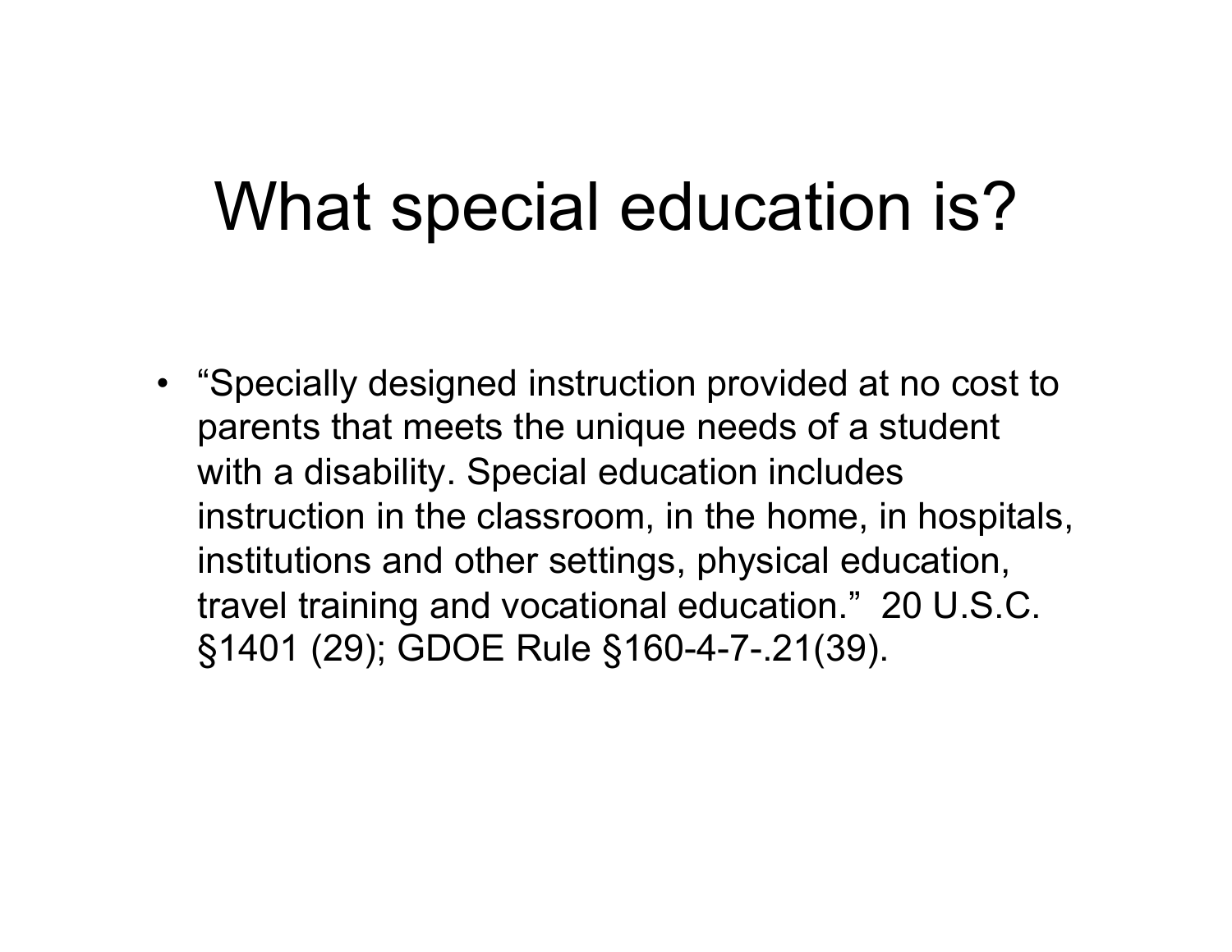# What special education is?

- "Specially designed instruction provided at no cost to parents that meets the unique needs of a student with a disability. Special education includes instruction in the classroom, in the home, in hospitals, institutions and other settings, physical education, travel training and vocational education." 20 U.S.C. §1401 (29); GDOE Rule §160-4-7-.21(39).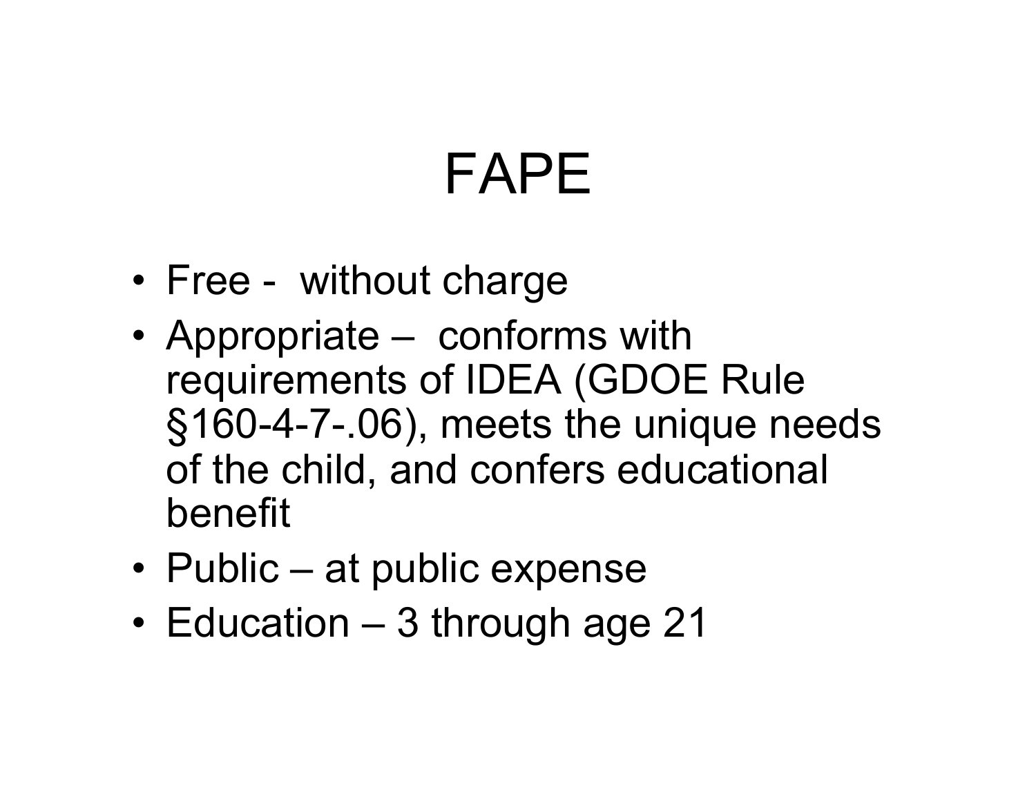# FAPE

- Free - without charge
- Appropriate – conforms with requirements of IDEA (GDOE Rule §160-4-7-.06), meets the unique needs of the child, and confers educational benefit
- Public – at public expense
- Education – 3 through age 21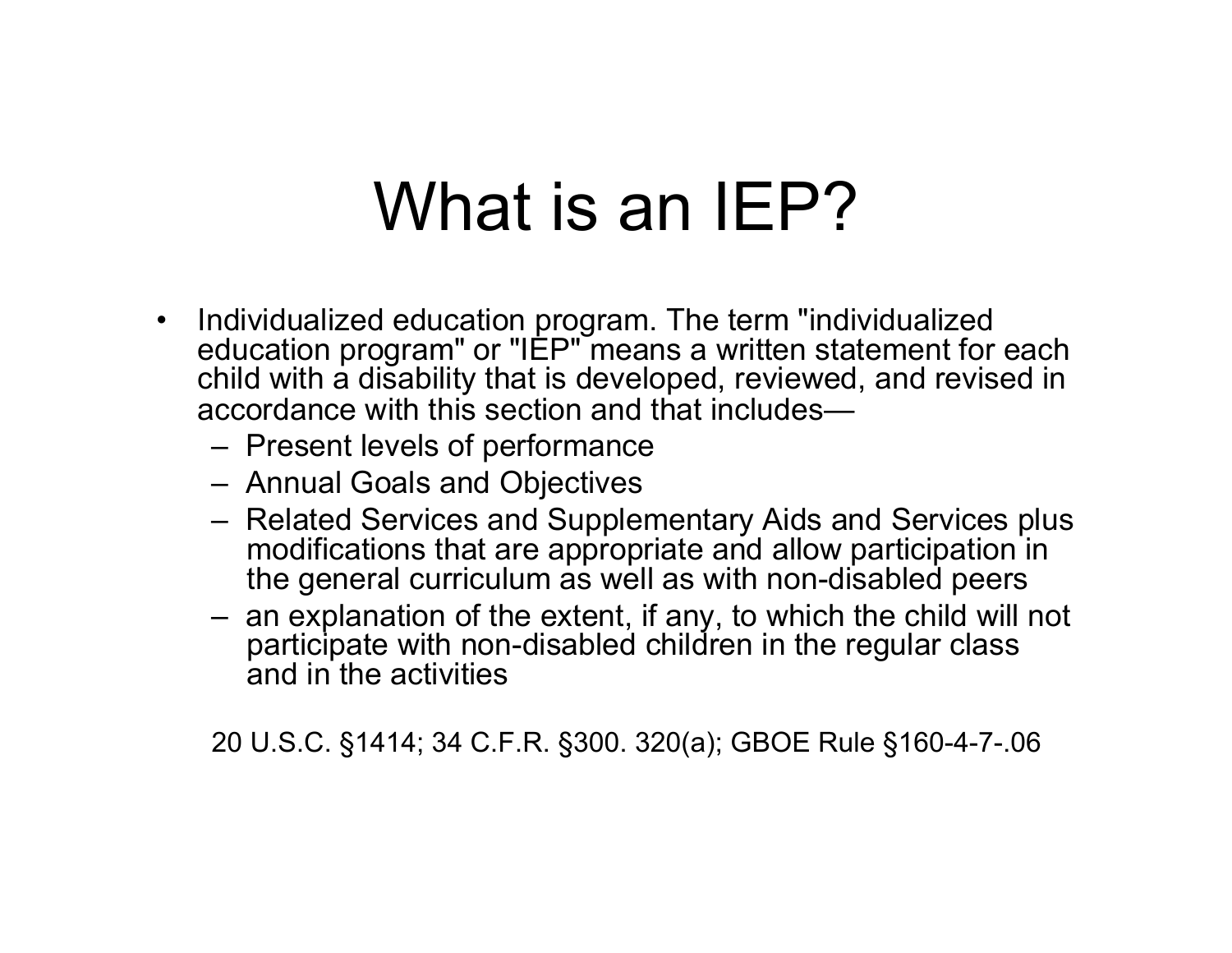# What is an IEP?

- Individualized education program. The term "individualized education program" or "IEP" means a written statement for each child with a disability that is developed, reviewed, and revised in accordance with this section and that includes—
  - Present levels of performance
  - Annual Goals and Objectives
  - Related Services and Supplementary Aids and Services plus modifications that are appropriate and allow participation in the general curriculum as well as with non-disabled peers
  - an explanation of the extent, if any, to which the child will not participate with non-disabled children in the regular class and in the activities

20 U.S.C. §1414; 34 C.F.R. §300. 320(a); GBOE Rule §160-4-7-.06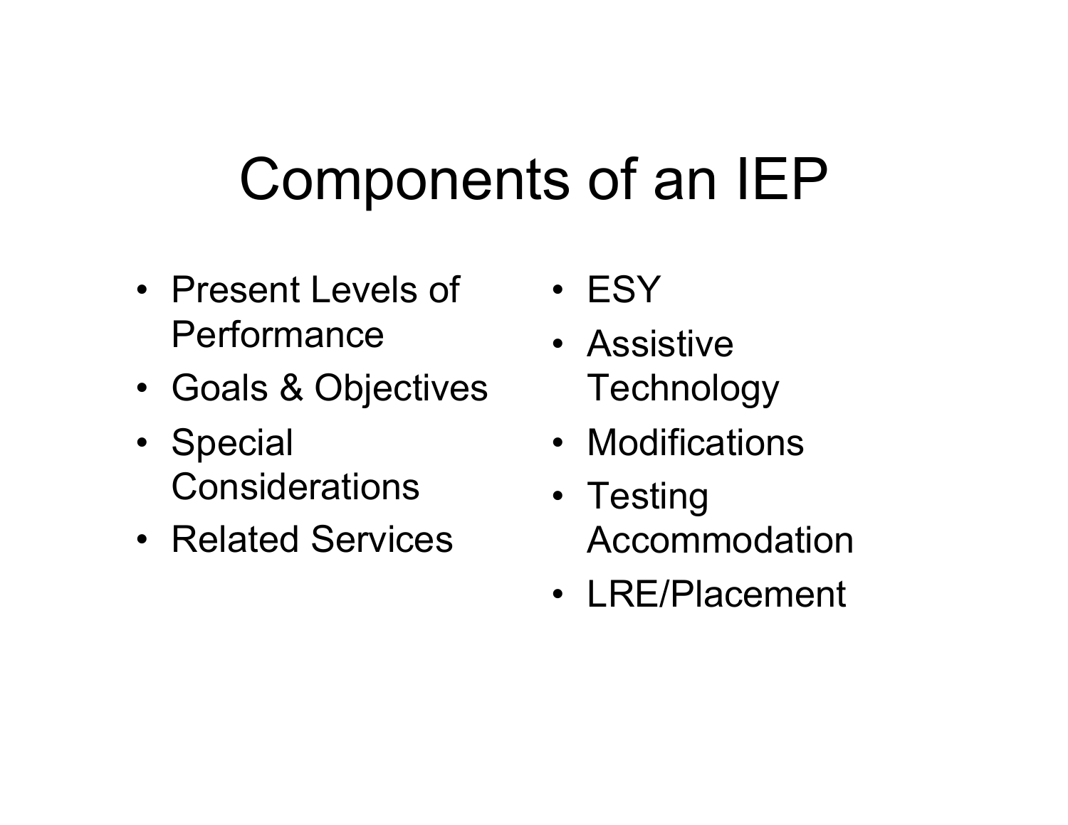# Components of an IEP

- Present Levels of Performance
- Goals & Objectives
- Special Considerations
- Related Services
- ESY
- Assistive Technology
- Modifications
- Testing Accommodation
- LRE/Placement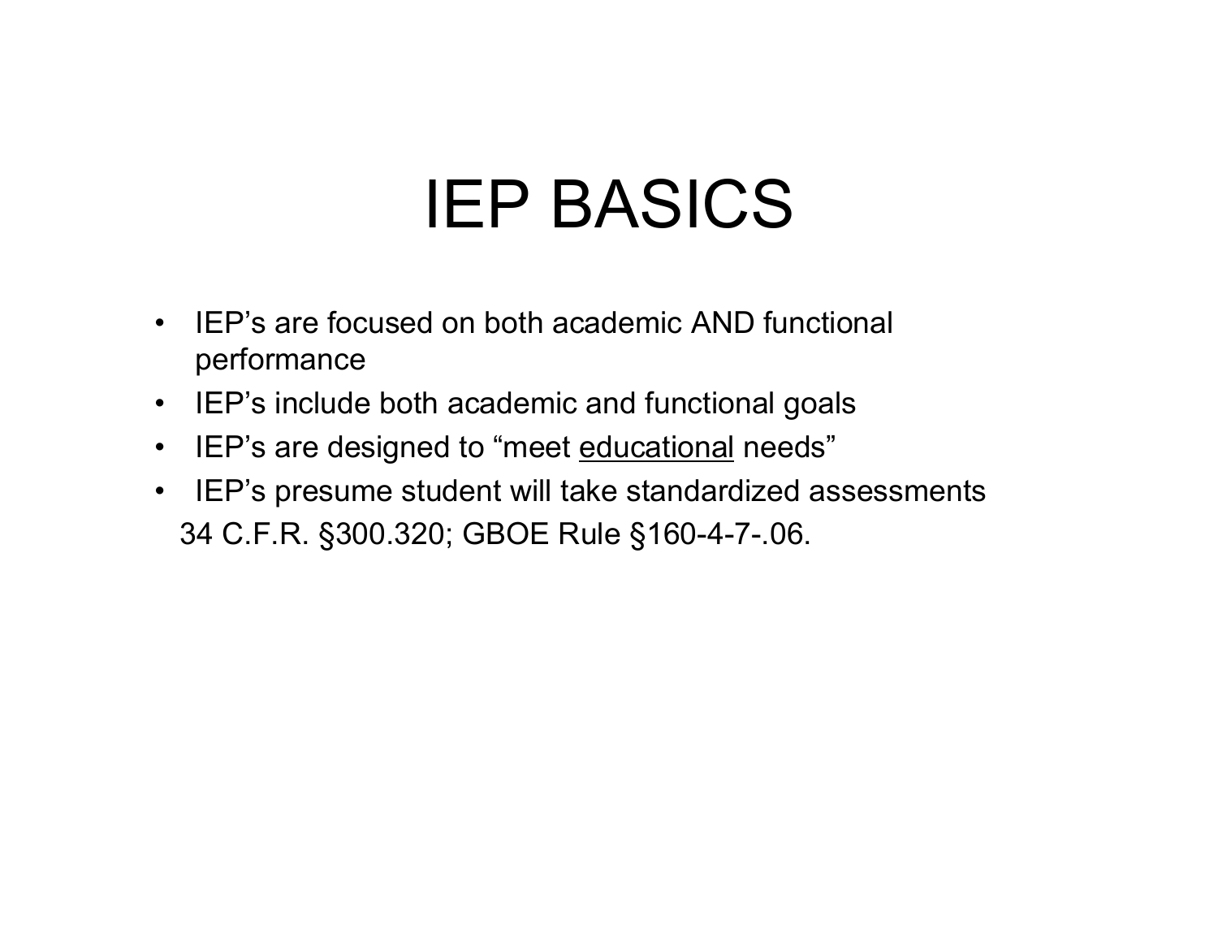# IEP BASICS

- IEP's are focused on both academic AND functional performance
- IEP's include both academic and functional goals
- IEP's are designed to "meet <u>educational</u> needs"
- IEP's presume student will take standardized assessments

34 C.F.R. §300.320; GBOE Rule §160-4-7-.06.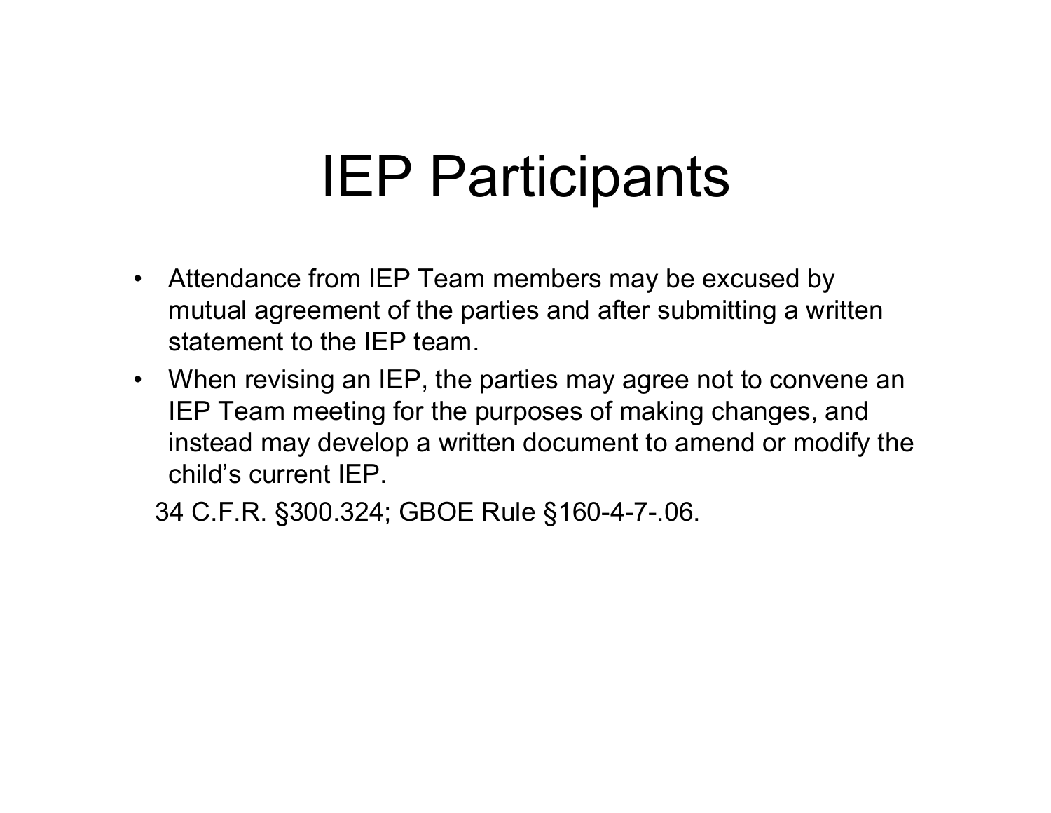# IEP Participants

- Attendance from IEP Team members may be excused by mutual agreement of the parties and after submitting a written statement to the IEP team.
- When revising an IEP, the parties may agree not to convene an IEP Team meeting for the purposes of making changes, and instead may develop a written document to amend or modify the child's current IEP.

34 C.F.R. §300.324; GBOE Rule §160-4-7-.06.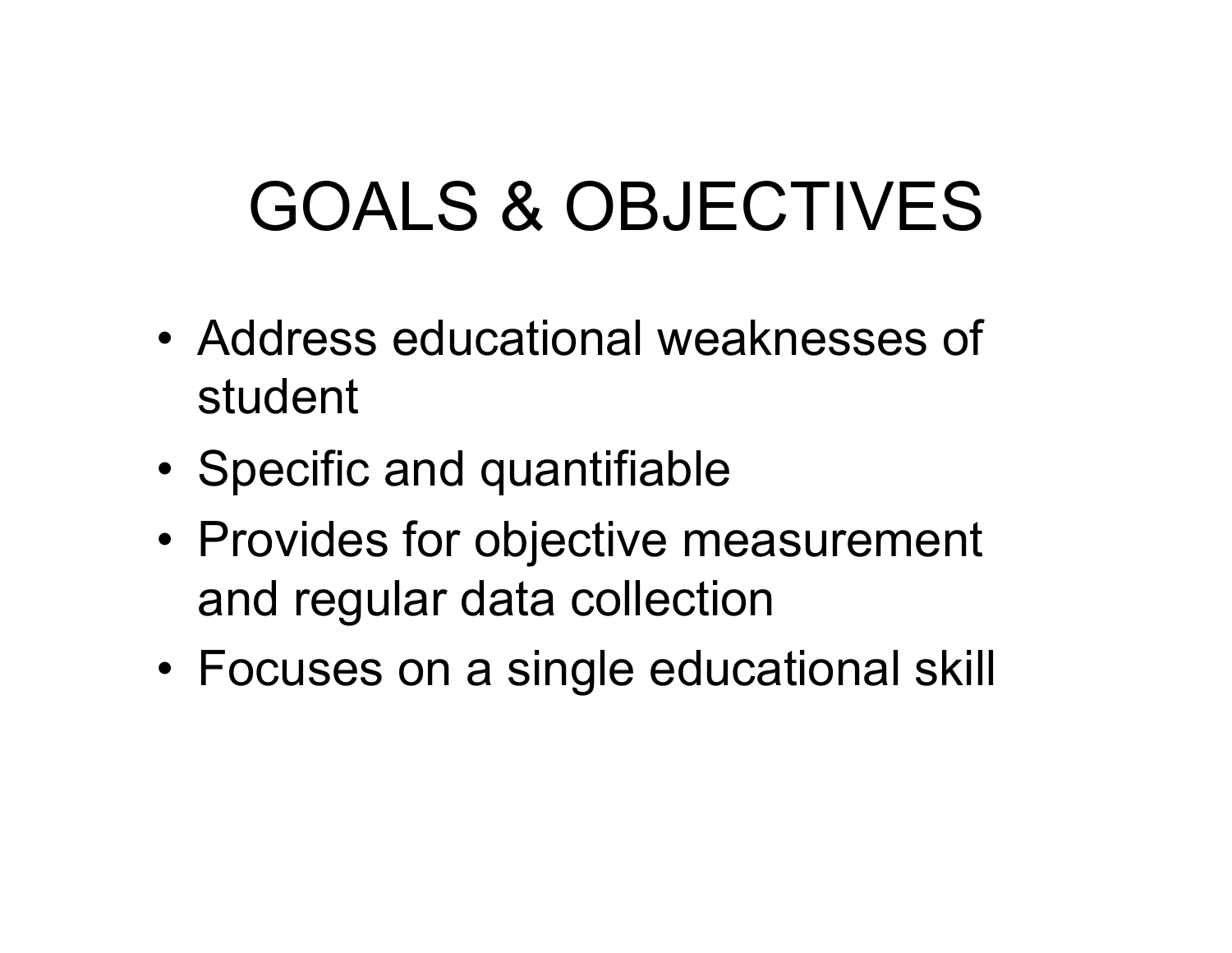# GOALS & OBJECTIVES

- Address educational weaknesses of student
- Specific and quantifiable
- Provides for objective measurement and regular data collection
- Focuses on a single educational skill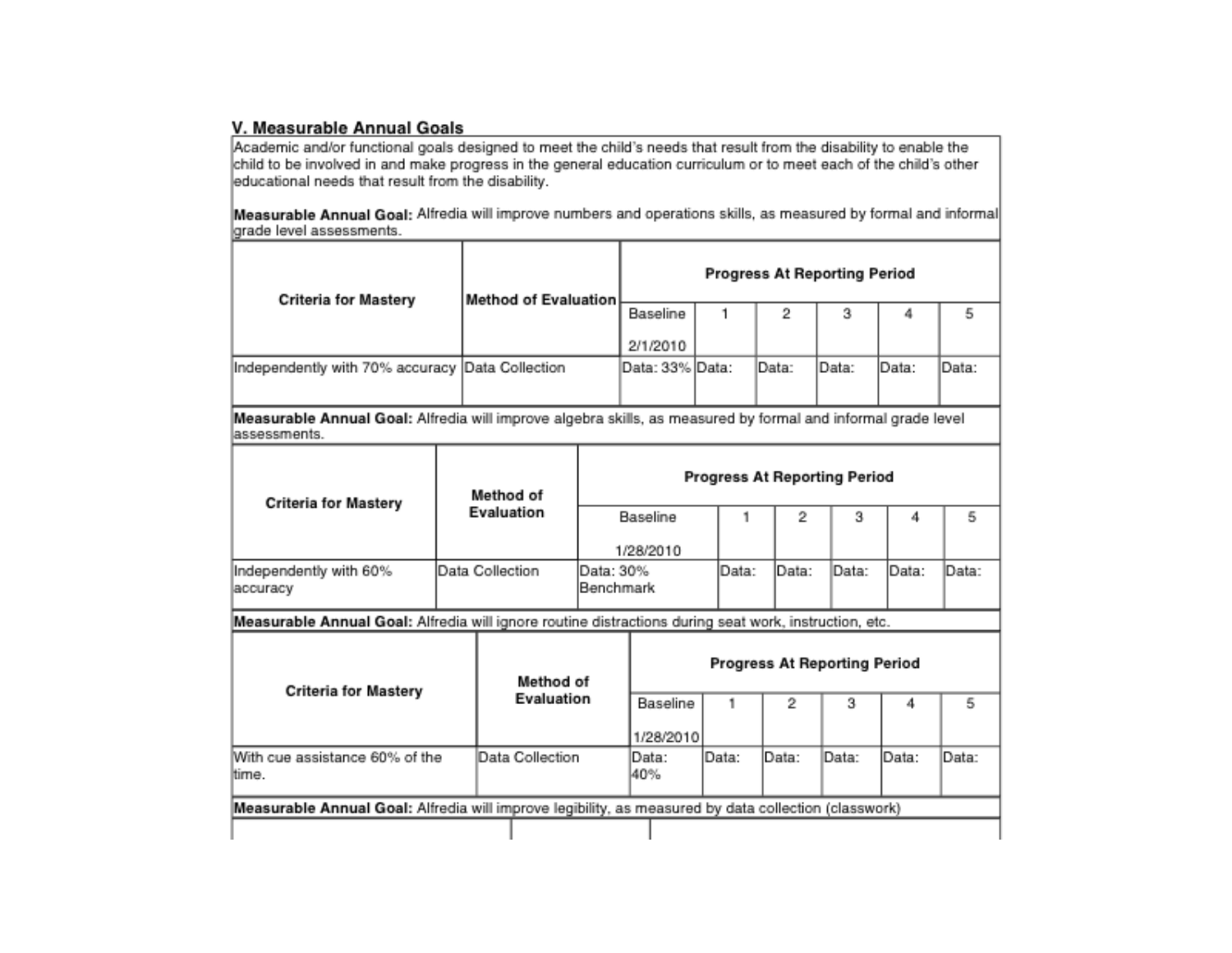## V. Measurable Annual Goals

Academic and/or functional goals designed to meet the child's needs that result from the disability to enable the child to be involved in and make progress in the general education curriculum or to meet each of the child's other educational needs that result from the disability.

**Measurable Annual Goal:** Alfredia will improve numbers and operations skills, as measured by formal and informal grade level assessments.

| Criteria for Mastery | Method of Evaluation | Progress At Reporting Period | | | | | |
|---|---|---|---|---|---|---|---|
| | | Baseline 2/1/2010 | 1 | 2 | 3 | 4 | 5 |
| Independently with 70% accuracy | Data Collection | Data: 33% | Data: | Data: | Data: | Data: | Data: |

**Measurable Annual Goal:** Alfredia will improve algebra skills, as measured by formal and informal grade level assessments.

| Criteria for Mastery | Method of Evaluation | Progress At Reporting Period | | | | | |
|---|---|---|---|---|---|---|---|
| | | Baseline 1/28/2010 | 1 | 2 | 3 | 4 | 5 |
| Independently with 60% accuracy | Data Collection | Data: 30% Benchmark | Data: | Data: | Data: | Data: | Data: |

**Measurable Annual Goal:** Alfredia will ignore routine distractions during seat work, instruction, etc.

| Criteria for Mastery | Method of Evaluation | Progress At Reporting Period | | | | | |
|---|---|---|---|---|---|---|---|
| | | Baseline 1/28/2010 | 1 | 2 | 3 | 4 | 5 |
| With cue assistance 60% of the time. | Data Collection | Data: 40% | Data: | Data: | Data: | Data: | Data: |

**Measurable Annual Goal:** Alfredia will improve legibility, as measured by data collection (classwork)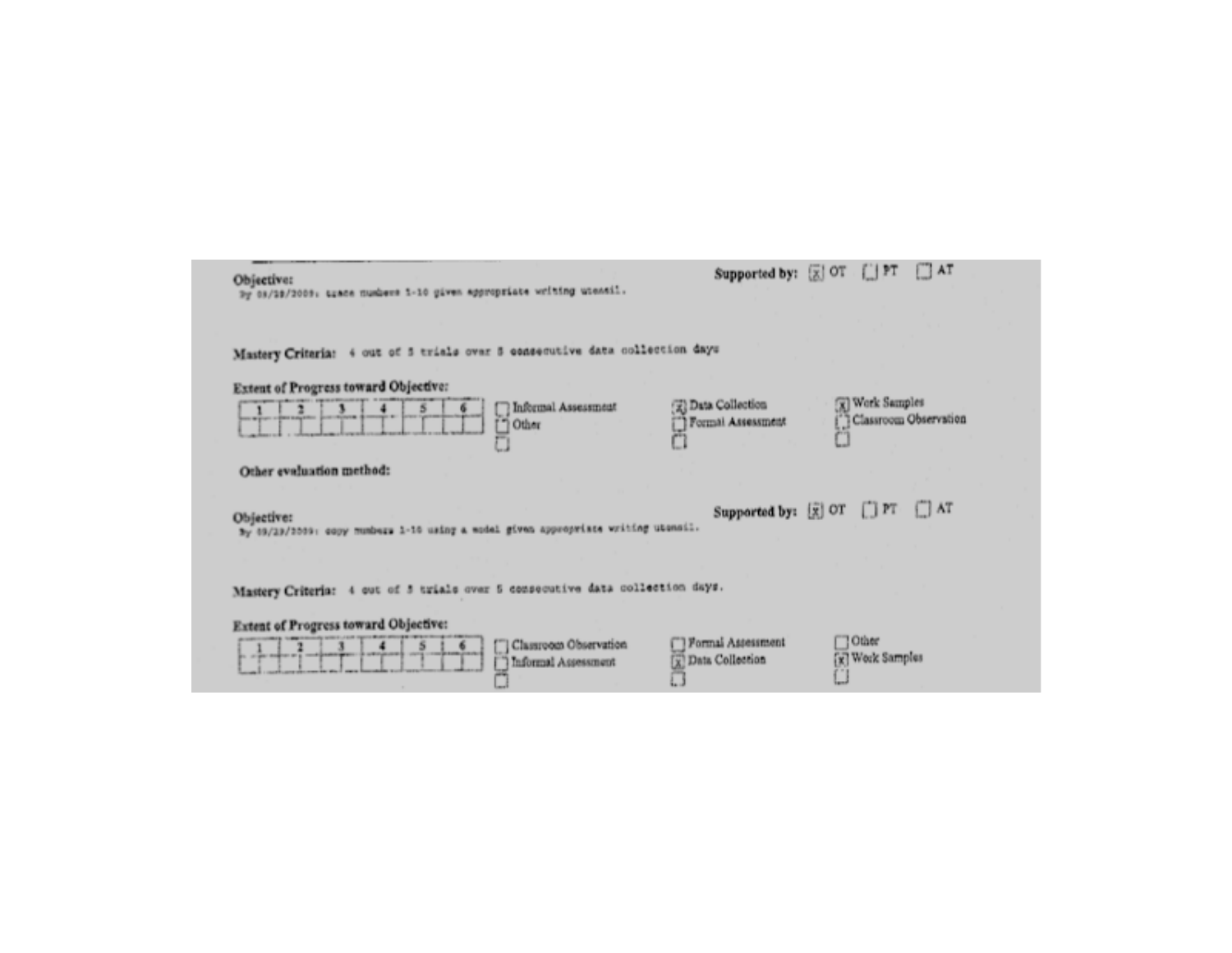**Objective:**
By 08/28/2009: trace numbers 1-10 given appropriate writing utensil.

**Supported by:** [x] OT [ ] PT [ ] AT

**Mastery Criteria:** 4 out of 5 trials over 5 consecutive data collection days

**Extent of Progress toward Objective:**

| 1 | 2 | 3 | 4 | 5 | 6 |
|---|---|---|---|---|---|
| | | | | | |

[ ] Informal Assessment
[ ] Other
[ ]

[x] Data Collection
[ ] Formal Assessment
[ ]

[x] Work Samples
[ ] Classroom Observation
[ ]

**Other evaluation method:**

**Objective:**
By 08/28/2009: copy numbers 1-10 using a model given appropriate writing utensil.

**Supported by:** [x] OT [ ] PT [ ] AT

**Mastery Criteria:** 4 out of 5 trials over 5 consecutive data collection days.

**Extent of Progress toward Objective:**

| 1 | 2 | 3 | 4 | 5 | 6 |
|---|---|---|---|---|---|
| | | | | | |

[ ] Classroom Observation
[ ] Informal Assessment
[ ]

[ ] Formal Assessment
[x] Data Collection
[ ]

[ ] Other
[x] Work Samples
[ ]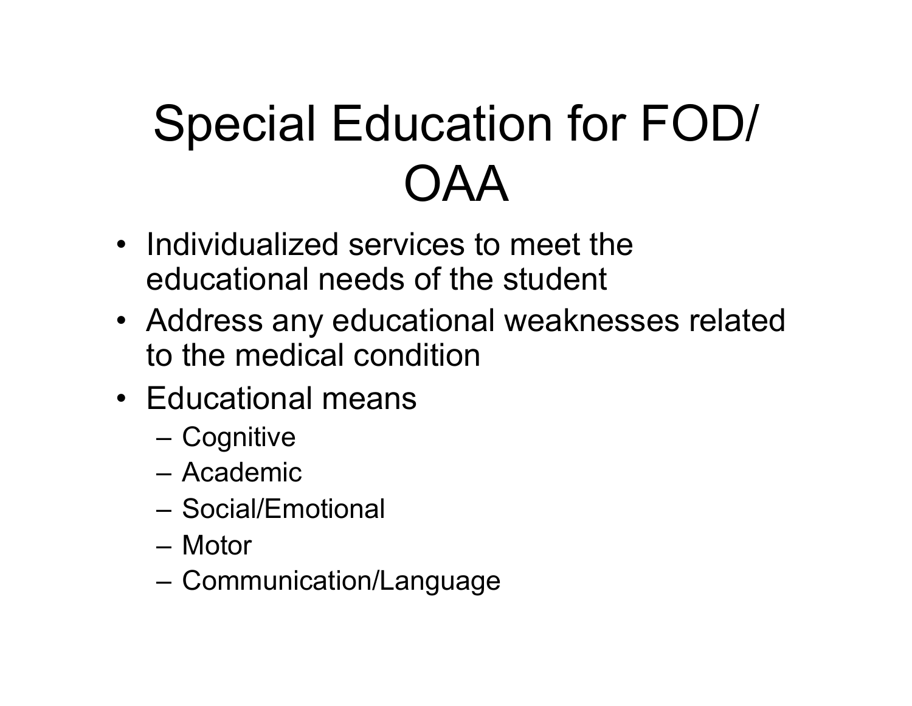# Special Education for FOD/ OAA

- Individualized services to meet the educational needs of the student
- Address any educational weaknesses related to the medical condition
- Educational means
  - Cognitive
  - Academic
  - Social/Emotional
  - Motor
  - Communication/Language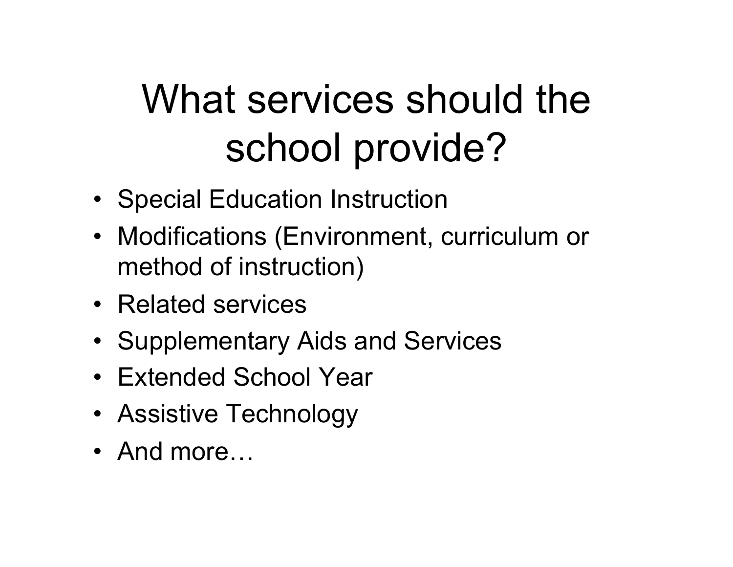# What services should the school provide?

- Special Education Instruction
- Modifications (Environment, curriculum or method of instruction)
- Related services
- Supplementary Aids and Services
- Extended School Year
- Assistive Technology
- And more…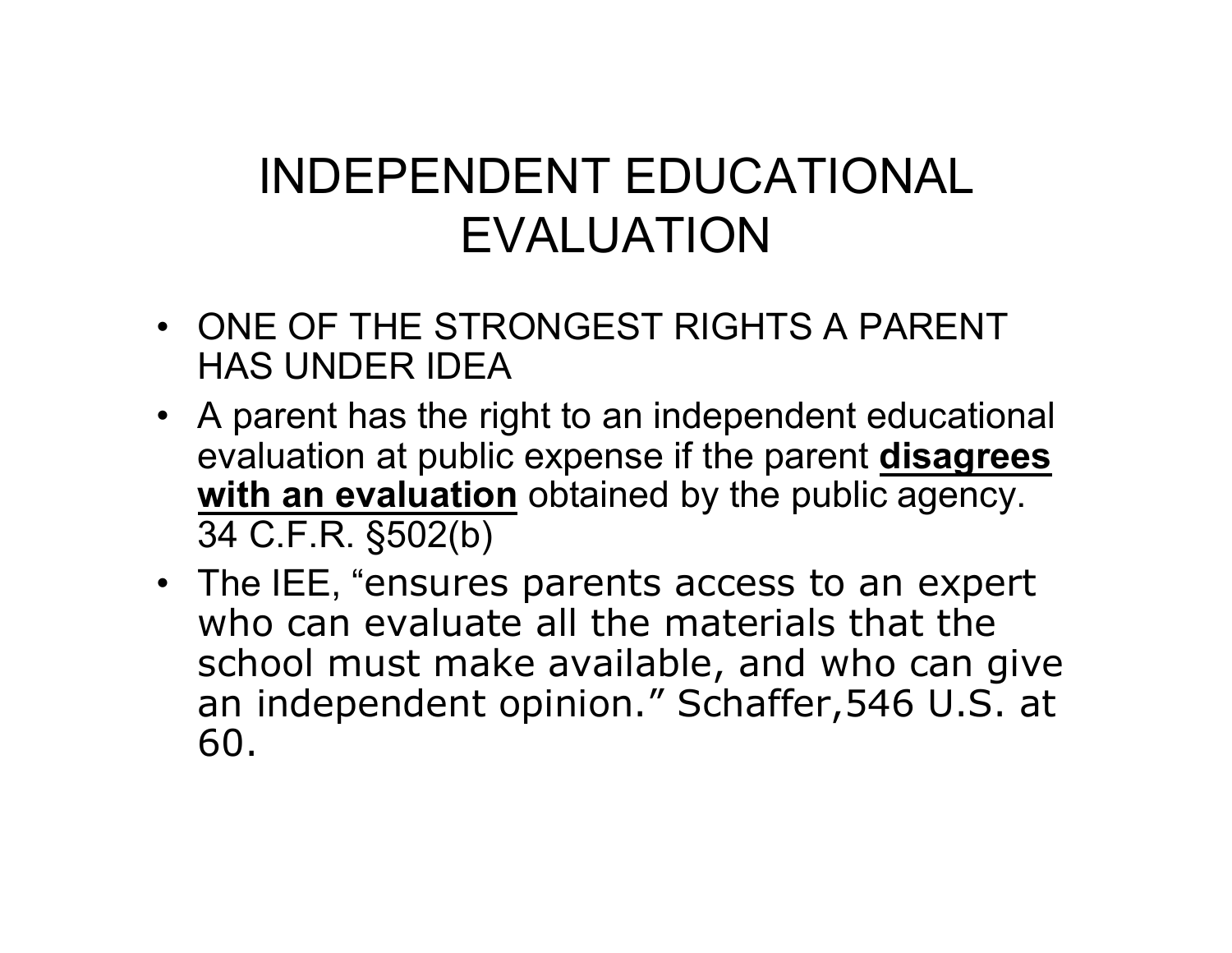# INDEPENDENT EDUCATIONAL EVALUATION

- ONE OF THE STRONGEST RIGHTS A PARENT HAS UNDER IDEA
- A parent has the right to an independent educational evaluation at public expense if the parent <u>**disagrees with an evaluation**</u> obtained by the public agency. 34 C.F.R. §502(b)
- The IEE, "ensures parents access to an expert who can evaluate all the materials that the school must make available, and who can give an independent opinion." Schaffer,546 U.S. at 60.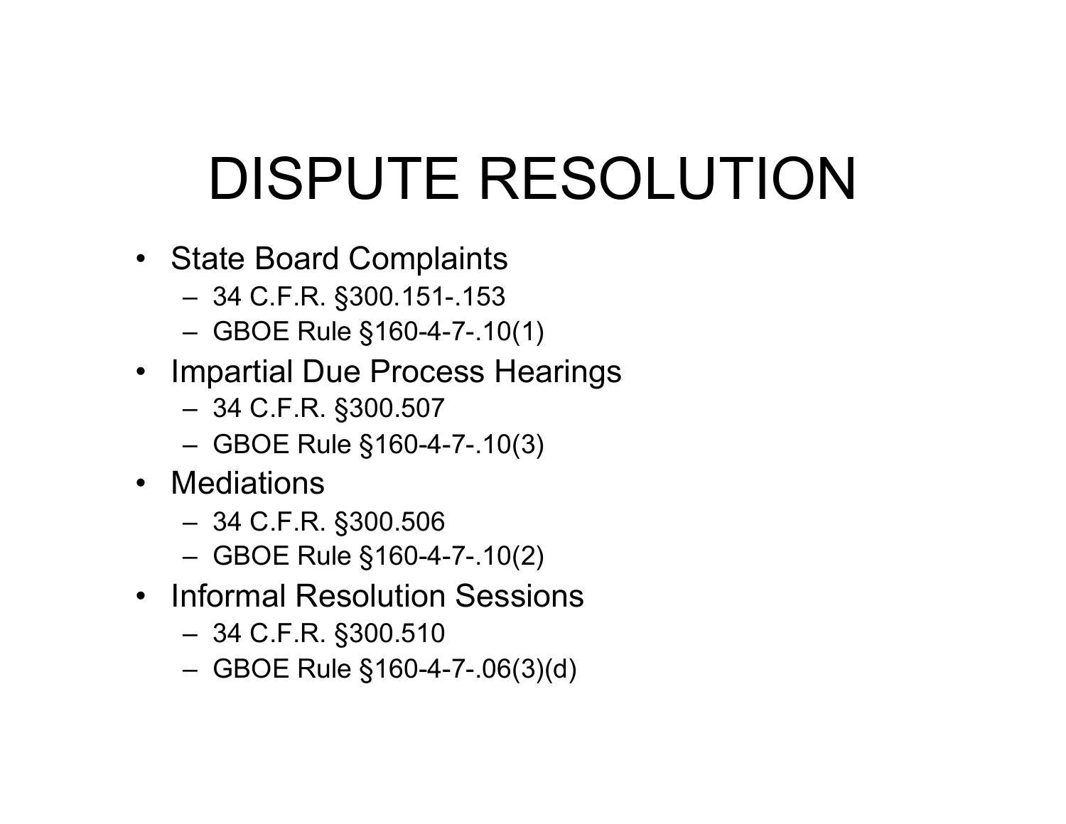# DISPUTE RESOLUTION

- State Board Complaints
  - 34 C.F.R. §300.151-.153
  - GBOE Rule §160-4-7-.10(1)
- Impartial Due Process Hearings
  - 34 C.F.R. §300.507
  - GBOE Rule §160-4-7-.10(3)
- Mediations
  - 34 C.F.R. §300.506
  - GBOE Rule §160-4-7-.10(2)
- Informal Resolution Sessions
  - 34 C.F.R. §300.510
  - GBOE Rule §160-4-7-.06(3)(d)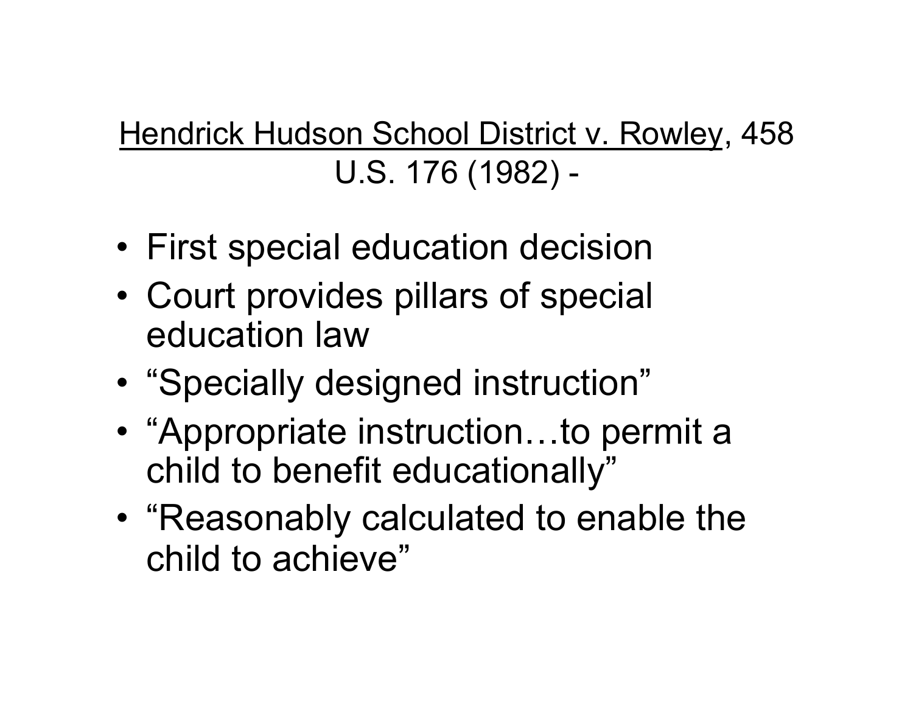## <u>Hendrick Hudson School District v. Rowley</u>, 458 U.S. 176 (1982) -

- First special education decision
- Court provides pillars of special education law
- “Specially designed instruction”
- “Appropriate instruction…to permit a child to benefit educationally”
- “Reasonably calculated to enable the child to achieve”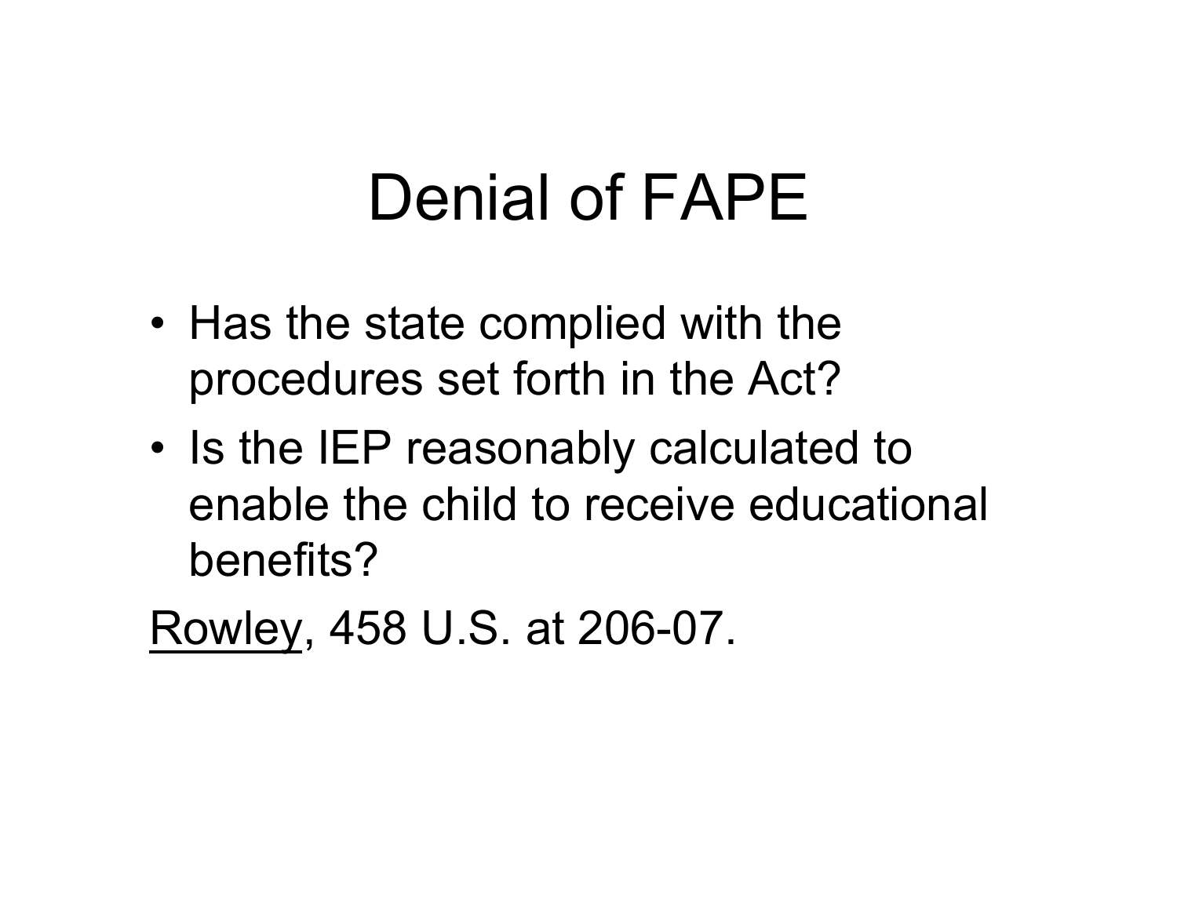# Denial of FAPE

- Has the state complied with the procedures set forth in the Act?
- Is the IEP reasonably calculated to enable the child to receive educational benefits?

<u>Rowley</u>, 458 U.S. at 206-07.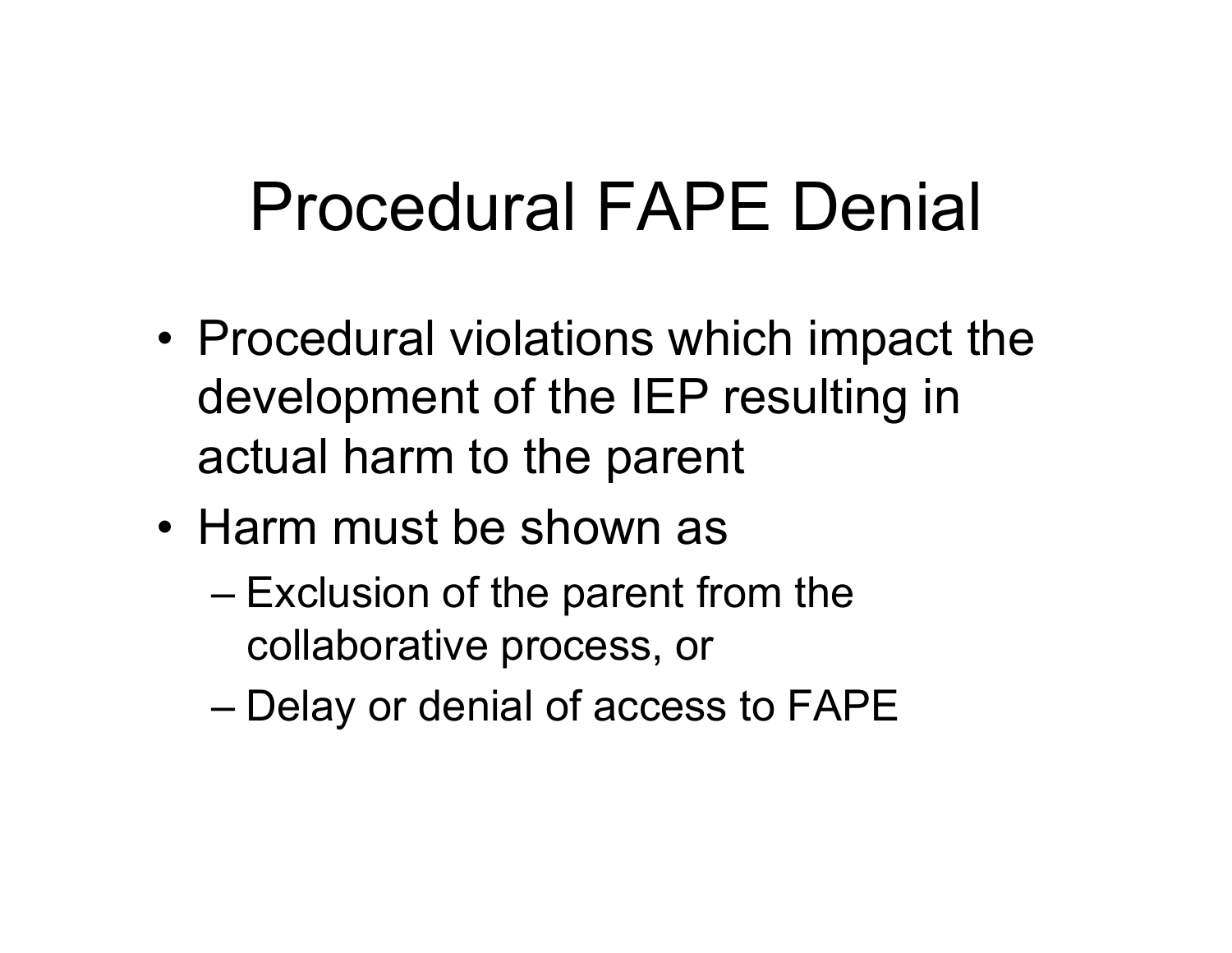# Procedural FAPE Denial

- Procedural violations which impact the development of the IEP resulting in actual harm to the parent
- Harm must be shown as
  - Exclusion of the parent from the collaborative process, or
  - Delay or denial of access to FAPE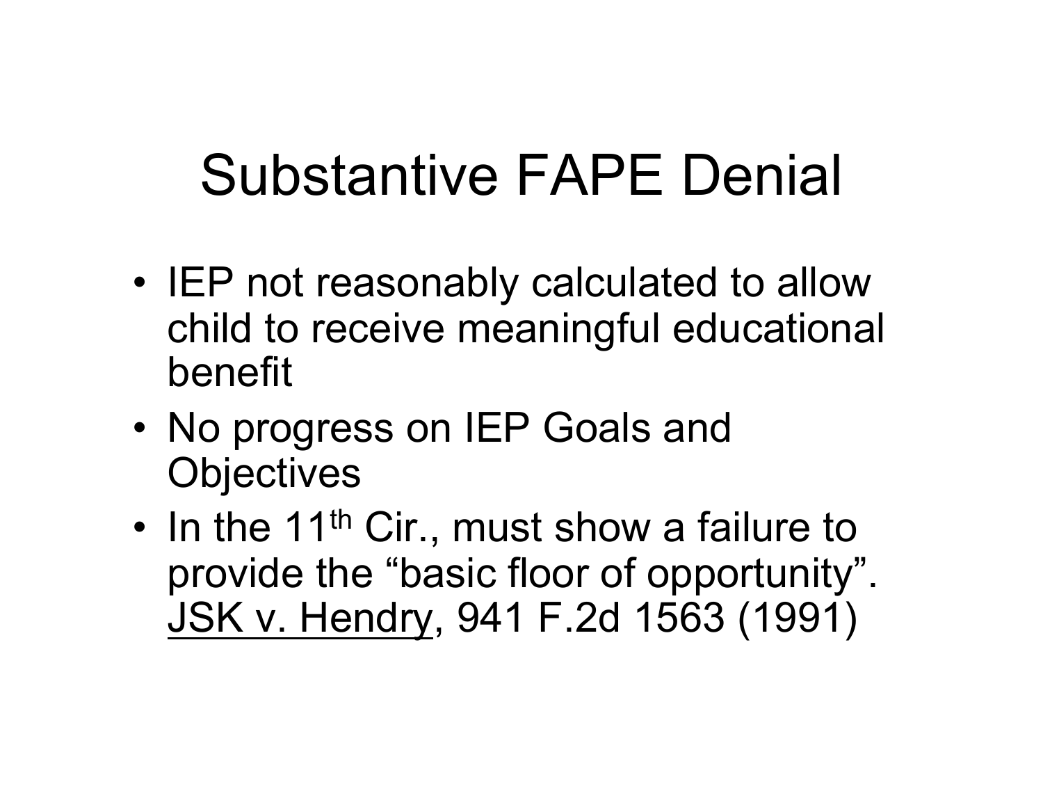# Substantive FAPE Denial

- IEP not reasonably calculated to allow child to receive meaningful educational benefit
- No progress on IEP Goals and Objectives
- In the 11th Cir., must show a failure to provide the "basic floor of opportunity". JSK v. Hendry, 941 F.2d 1563 (1991)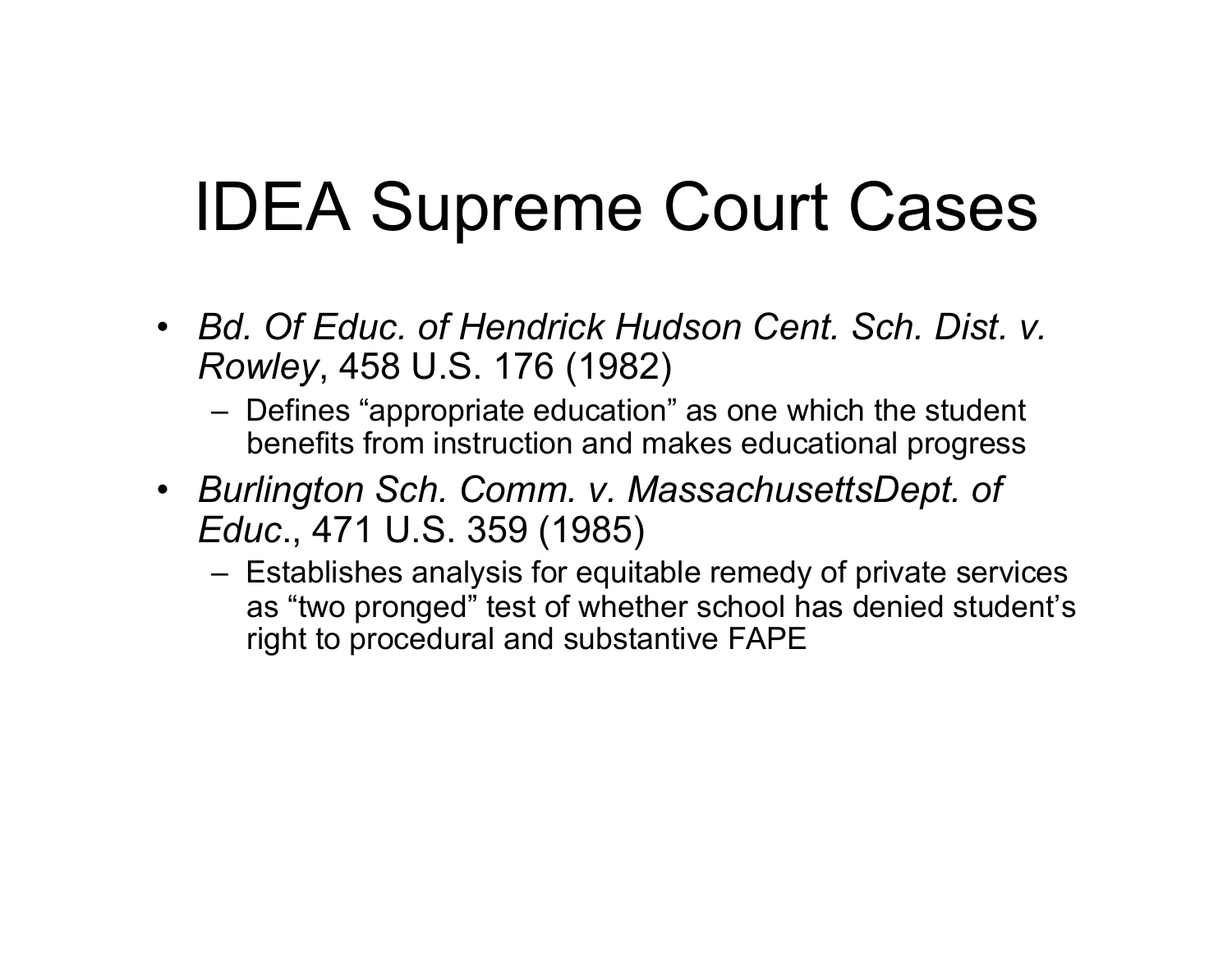# IDEA Supreme Court Cases

- *Bd. Of Educ. of Hendrick Hudson Cent. Sch. Dist. v. Rowley*, 458 U.S. 176 (1982)
  - Defines “appropriate education” as one which the student benefits from instruction and makes educational progress
- *Burlington Sch. Comm. v. MassachusettsDept. of Educ*., 471 U.S. 359 (1985)
  - Establishes analysis for equitable remedy of private services as “two pronged” test of whether school has denied student’s right to procedural and substantive FAPE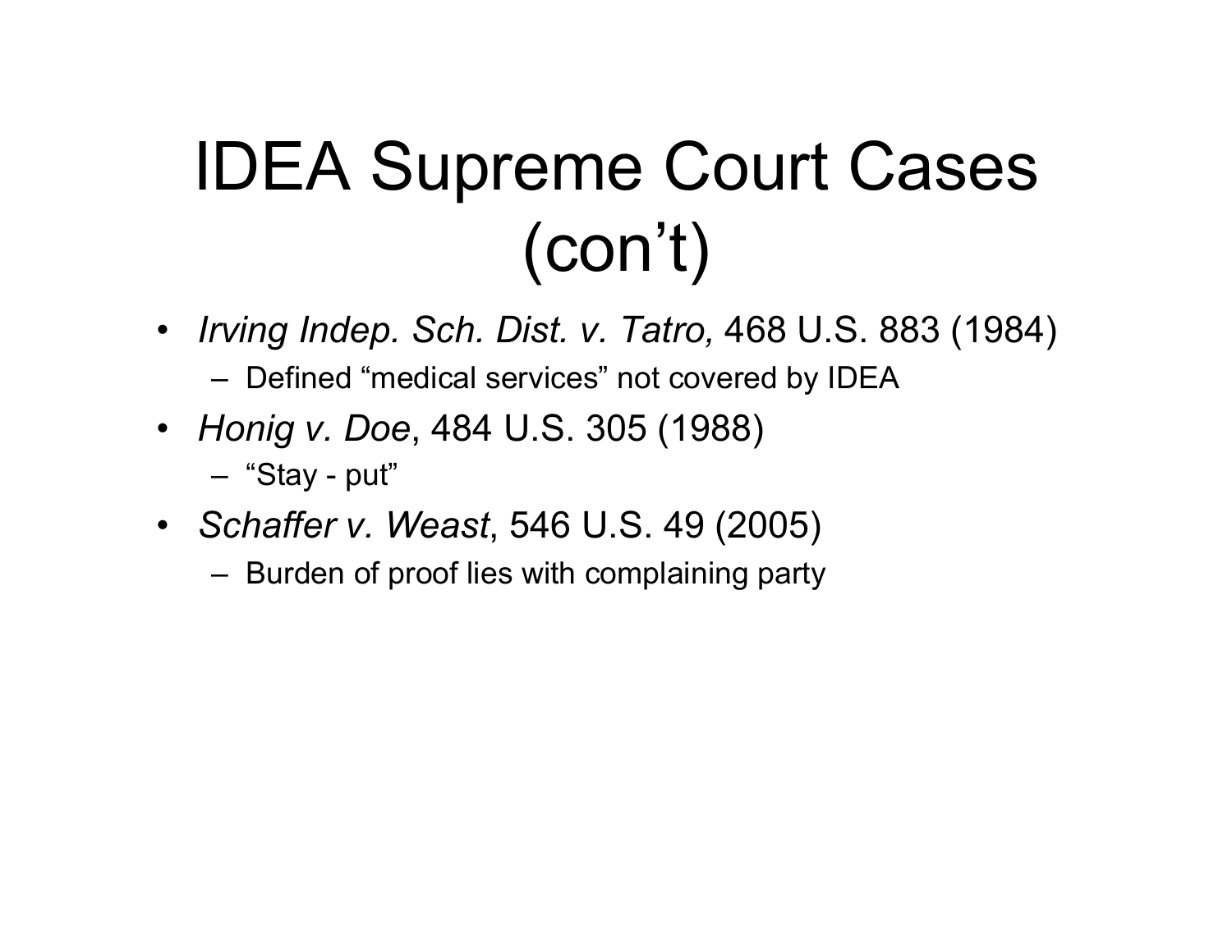# IDEA Supreme Court Cases (con’t)

- *Irving Indep. Sch. Dist. v. Tatro,* 468 U.S. 883 (1984)
  - Defined “medical services” not covered by IDEA
- *Honig v. Doe*, 484 U.S. 305 (1988)
  - “Stay - put”
- *Schaffer v. Weast*, 546 U.S. 49 (2005)
  - Burden of proof lies with complaining party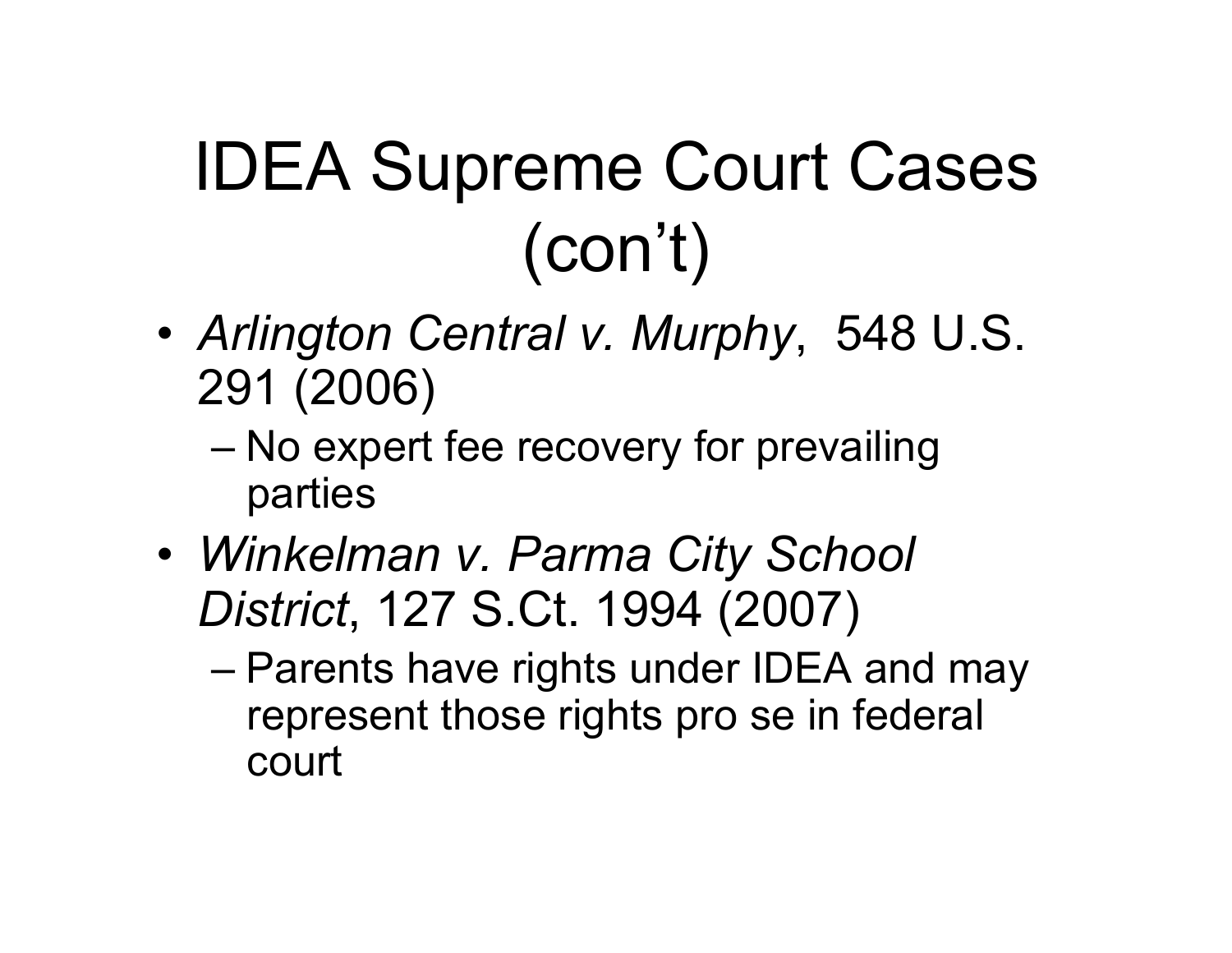# IDEA Supreme Court Cases (con't)

- *Arlington Central v. Murphy*, 548 U.S. 291 (2006)
  - No expert fee recovery for prevailing parties
- *Winkelman v. Parma City School District*, 127 S.Ct. 1994 (2007)
  - Parents have rights under IDEA and may represent those rights pro se in federal court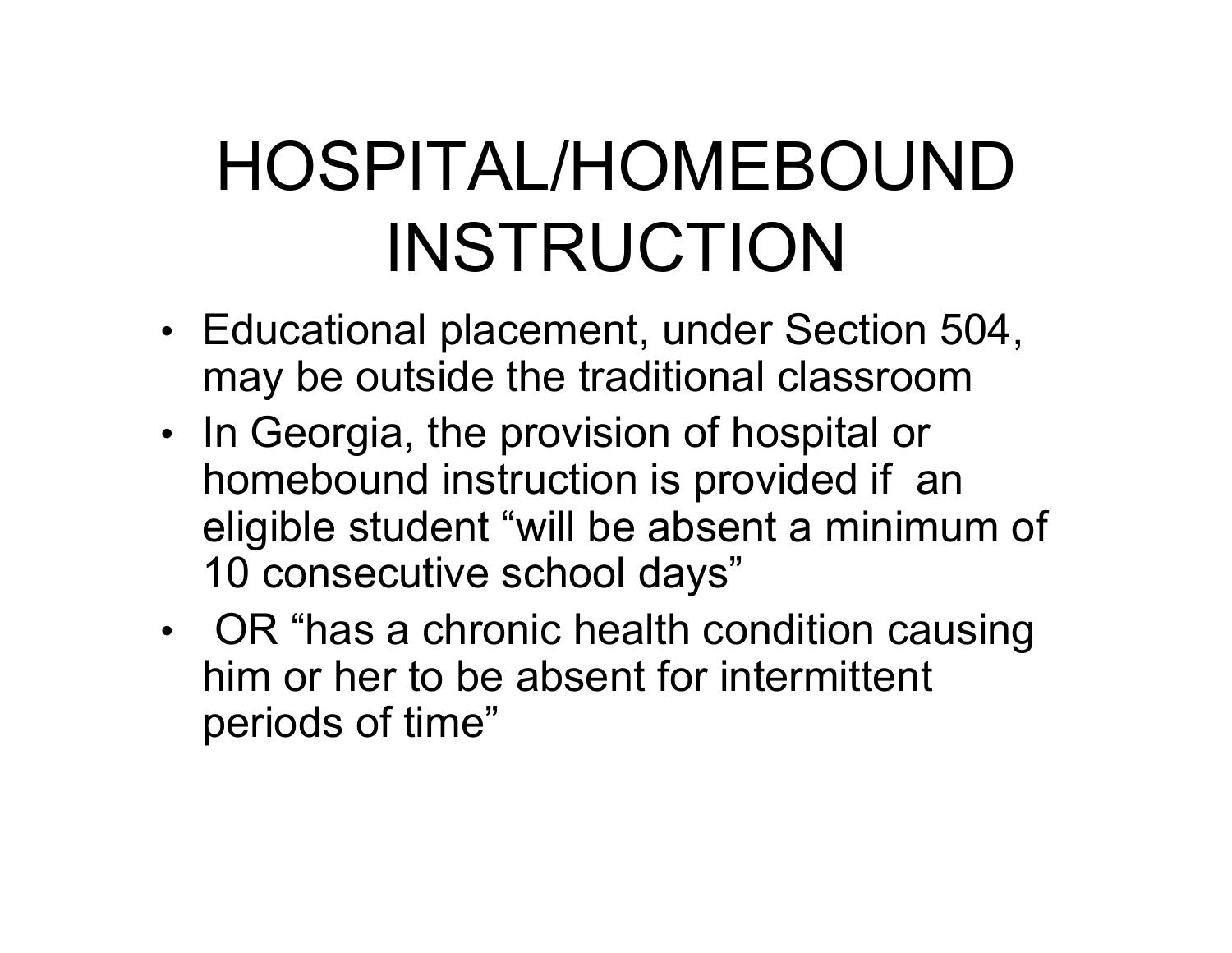# HOSPITAL/HOMEBOUND INSTRUCTION

- Educational placement, under Section 504, may be outside the traditional classroom
- In Georgia, the provision of hospital or homebound instruction is provided if an eligible student "will be absent a minimum of 10 consecutive school days"
- OR "has a chronic health condition causing him or her to be absent for intermittent periods of time"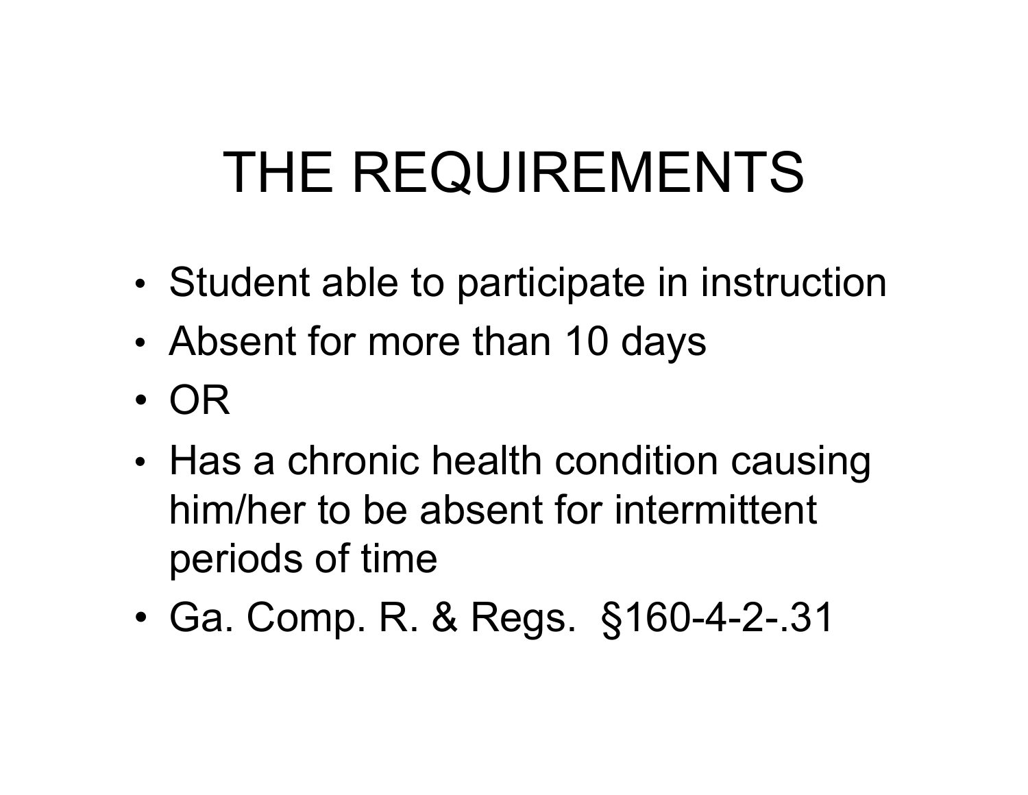# THE REQUIREMENTS

- Student able to participate in instruction
- Absent for more than 10 days
- OR
- Has a chronic health condition causing him/her to be absent for intermittent periods of time
- Ga. Comp. R. & Regs. §160-4-2-.31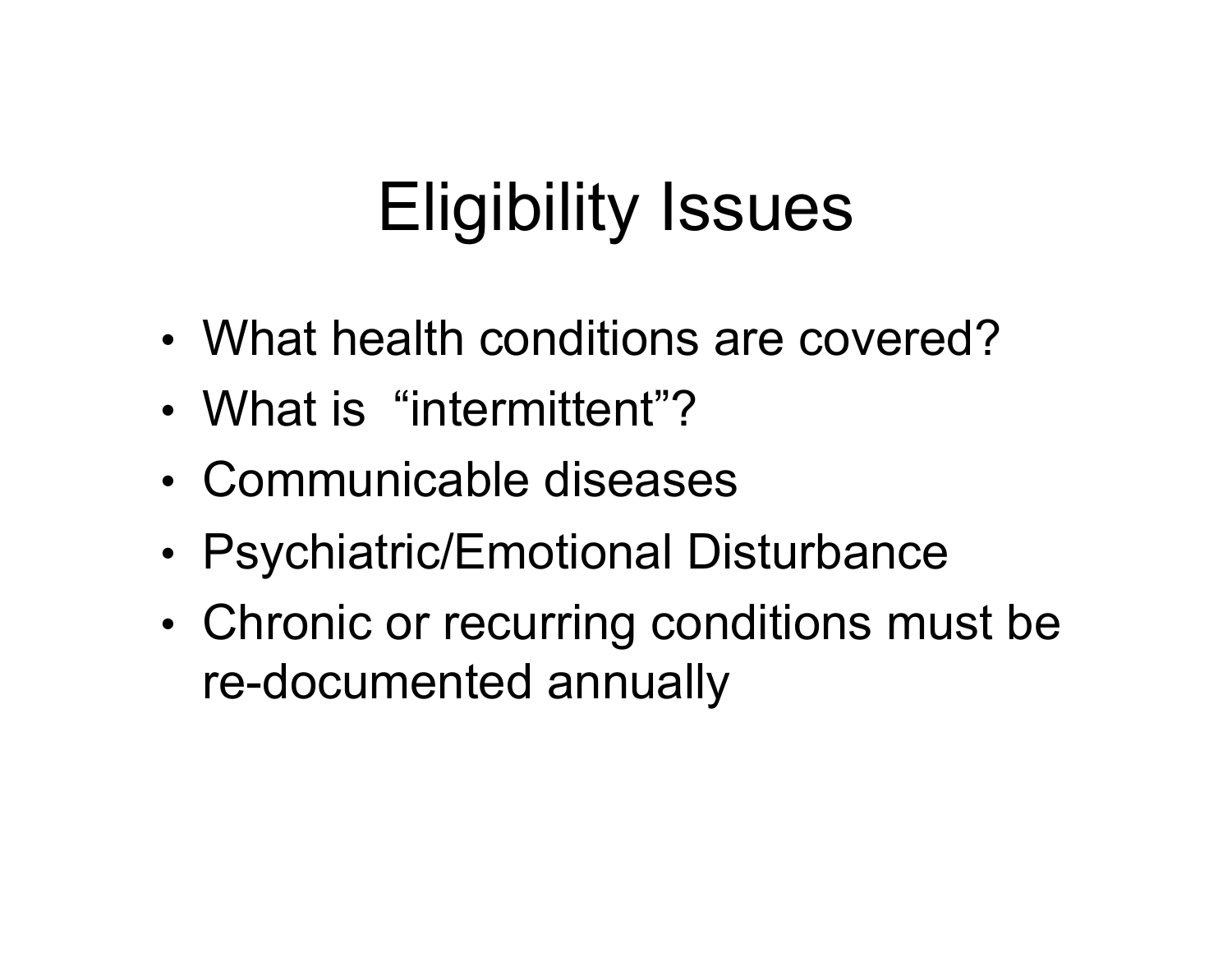# Eligibility Issues

- What health conditions are covered?
- What is "intermittent"?
- Communicable diseases
- Psychiatric/Emotional Disturbance
- Chronic or recurring conditions must be re-documented annually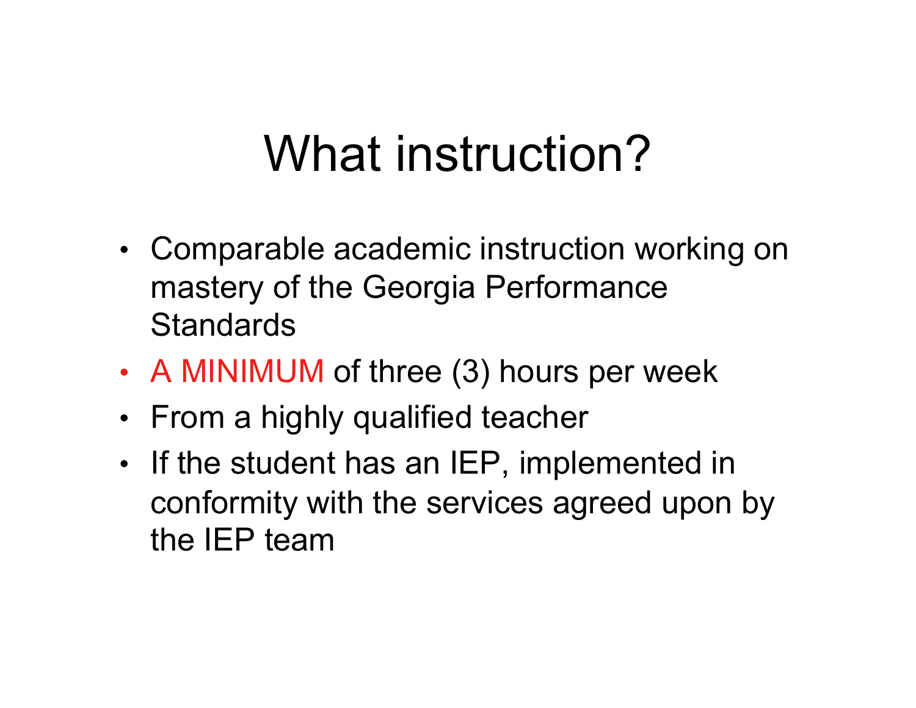# What instruction?

- Comparable academic instruction working on mastery of the Georgia Performance Standards
- A MINIMUM of three (3) hours per week
- From a highly qualified teacher
- If the student has an IEP, implemented in conformity with the services agreed upon by the IEP team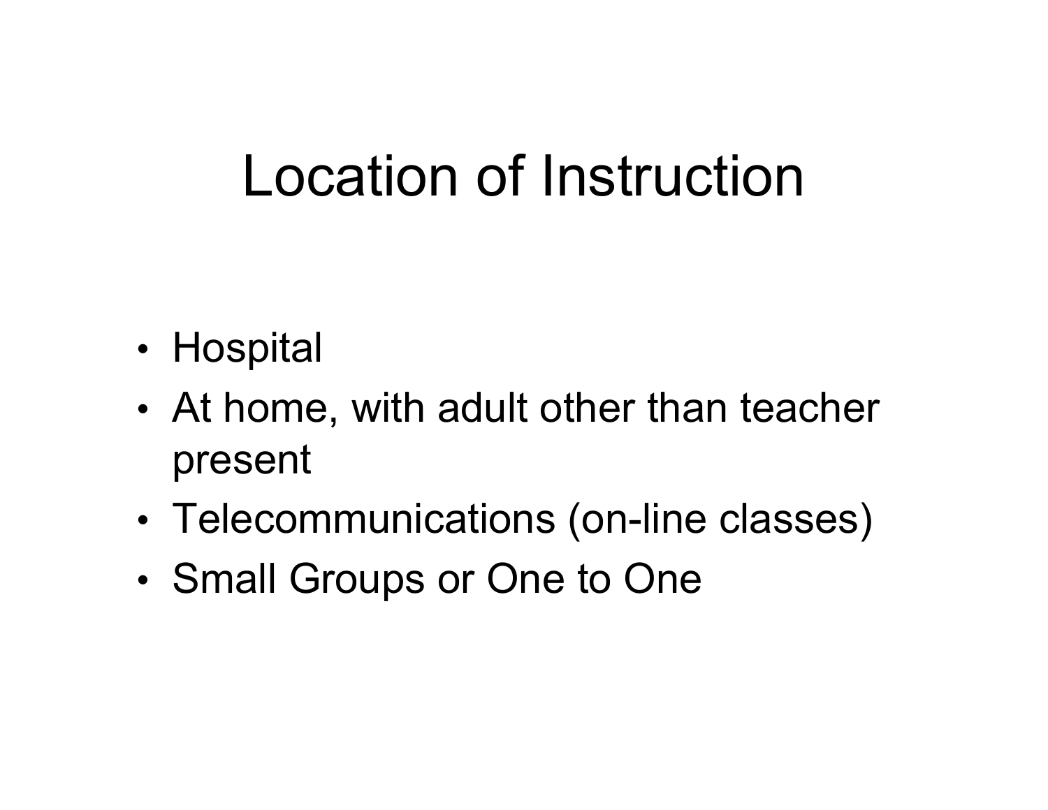# Location of Instruction

- Hospital
- At home, with adult other than teacher present
- Telecommunications (on-line classes)
- Small Groups or One to One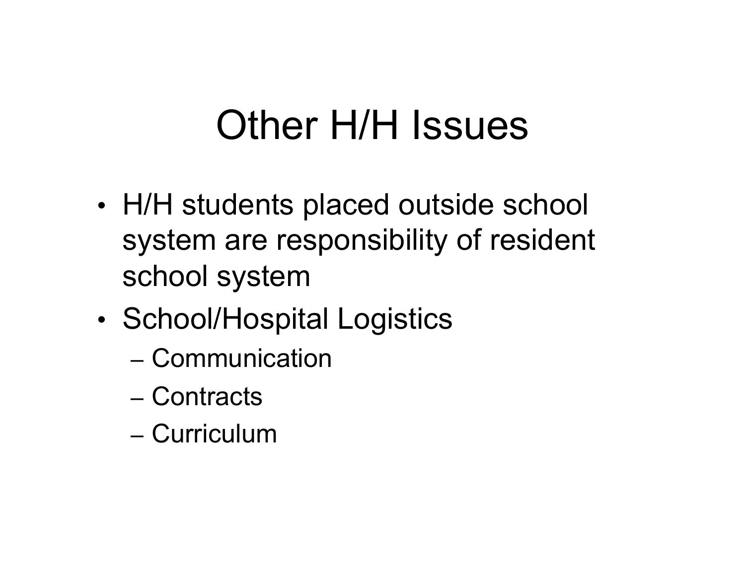# Other H/H Issues

- H/H students placed outside school system are responsibility of resident school system
- School/Hospital Logistics
  - Communication
  - Contracts
  - Curriculum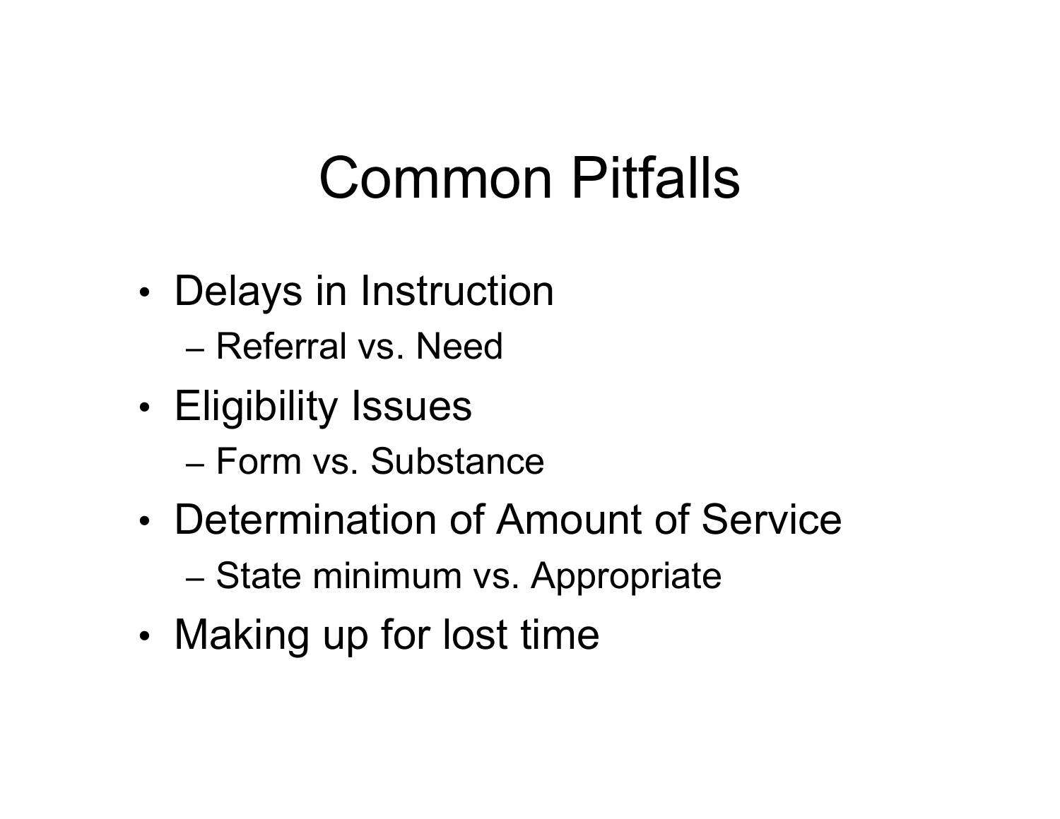# Common Pitfalls

- Delays in Instruction
  - Referral vs. Need
- Eligibility Issues
  - Form vs. Substance
- Determination of Amount of Service
  - State minimum vs. Appropriate
- Making up for lost time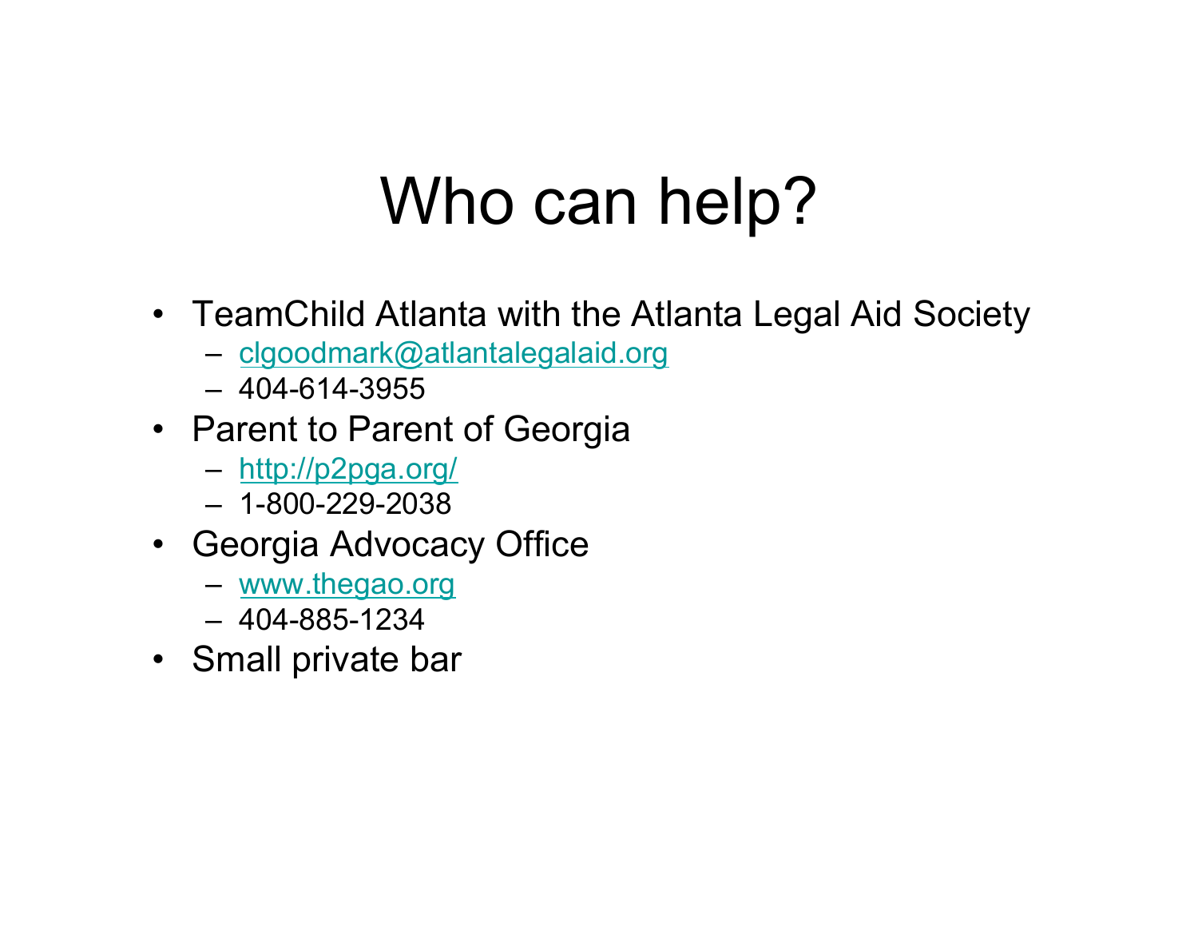# Who can help?

- TeamChild Atlanta with the Atlanta Legal Aid Society
  - clgoodmark@atlantalegalaid.org
  - 404-614-3955
- Parent to Parent of Georgia
  - http://p2pga.org/
  - 1-800-229-2038
- Georgia Advocacy Office
  - www.thegao.org
  - 404-885-1234
- Small private bar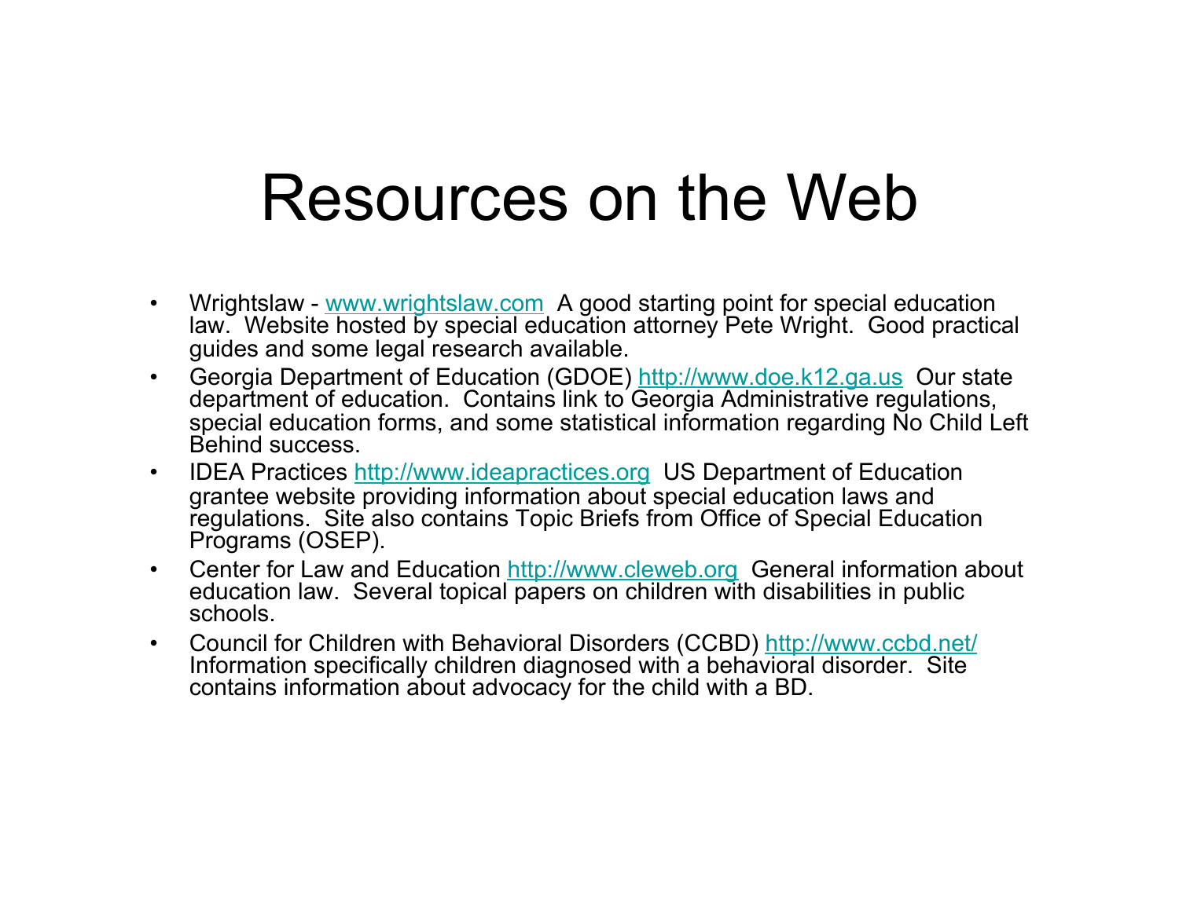# Resources on the Web

- Wrightslaw - www.wrightslaw.com A good starting point for special education law. Website hosted by special education attorney Pete Wright. Good practical guides and some legal research available.
- Georgia Department of Education (GDOE) http://www.doe.k12.ga.us Our state department of education. Contains link to Georgia Administrative regulations, special education forms, and some statistical information regarding No Child Left Behind success.
- IDEA Practices http://www.ideapractices.org US Department of Education grantee website providing information about special education laws and regulations. Site also contains Topic Briefs from Office of Special Education Programs (OSEP).
- Center for Law and Education http://www.cleweb.org General information about education law. Several topical papers on children with disabilities in public schools.
- Council for Children with Behavioral Disorders (CCBD) http://www.ccbd.net/ Information specifically children diagnosed with a behavioral disorder. Site contains information about advocacy for the child with a BD.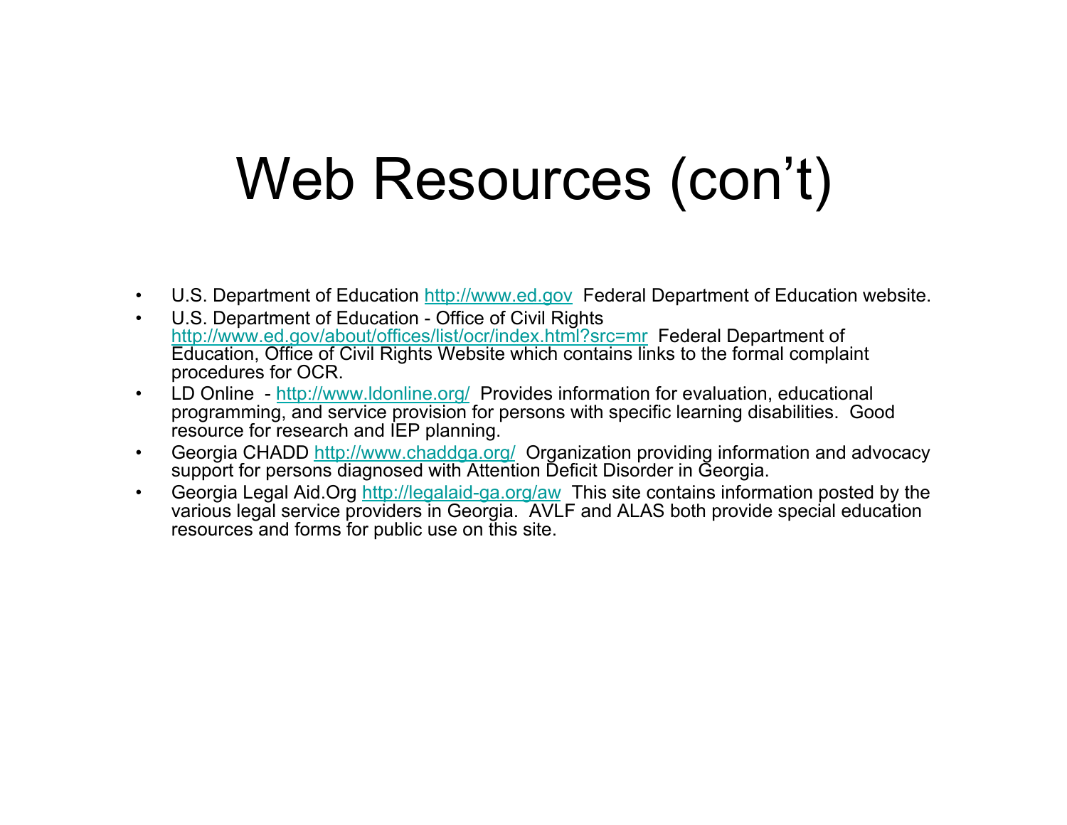# Web Resources (con't)

- U.S. Department of Education http://www.ed.gov Federal Department of Education website.
- U.S. Department of Education - Office of Civil Rights http://www.ed.gov/about/offices/list/ocr/index.html?src=mr Federal Department of Education, Office of Civil Rights Website which contains links to the formal complaint procedures for OCR.
- LD Online - http://www.ldonline.org/ Provides information for evaluation, educational programming, and service provision for persons with specific learning disabilities. Good resource for research and IEP planning.
- Georgia CHADD http://www.chaddga.org/ Organization providing information and advocacy support for persons diagnosed with Attention Deficit Disorder in Georgia.
- Georgia Legal Aid.Org http://legalaid-ga.org/aw This site contains information posted by the various legal service providers in Georgia. AVLF and ALAS both provide special education resources and forms for public use on this site.